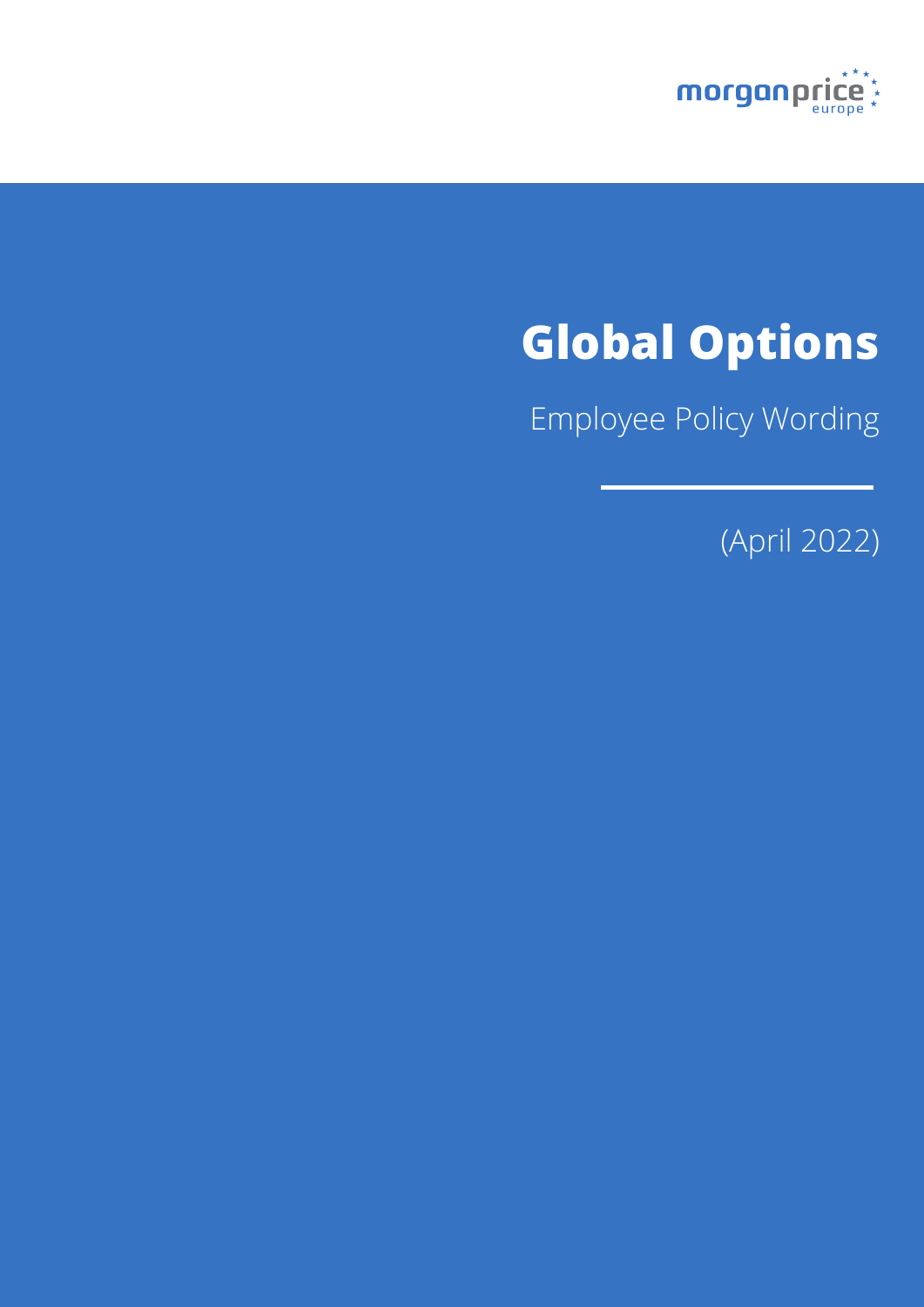morganprice europe

# Global Options

Employee Policy Wording

(April 2022)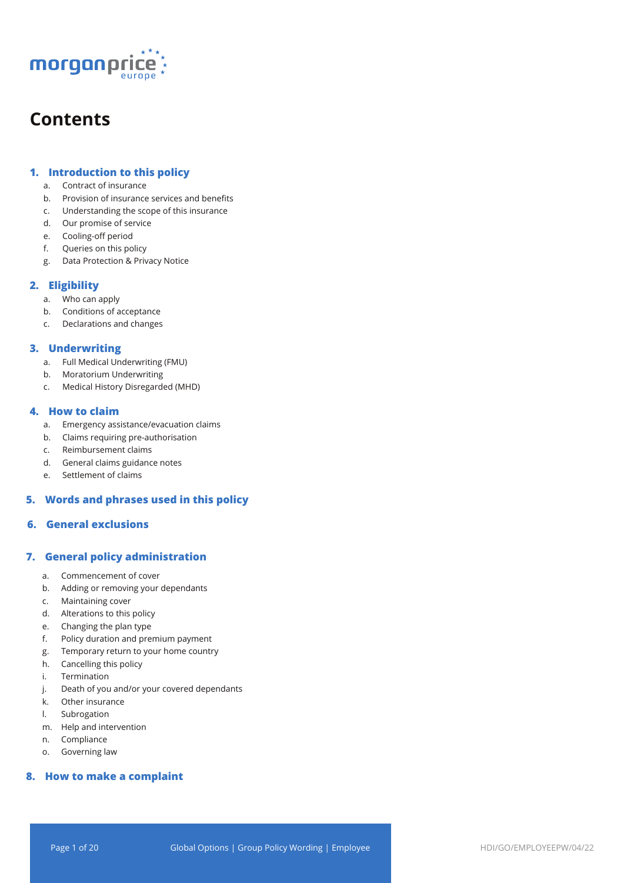# Contents

## 1. Introduction to this policy

a. Contract of insurance
b. Provision of insurance services and benefits
c. Understanding the scope of this insurance
d. Our promise of service
e. Cooling-off period
f. Queries on this policy
g. Data Protection & Privacy Notice

## 2. Eligibility

a. Who can apply
b. Conditions of acceptance
c. Declarations and changes

## 3. Underwriting

a. Full Medical Underwriting (FMU)
b. Moratorium Underwriting
c. Medical History Disregarded (MHD)

## 4. How to claim

a. Emergency assistance/evacuation claims
b. Claims requiring pre-authorisation
c. Reimbursement claims
d. General claims guidance notes
e. Settlement of claims

## 5. Words and phrases used in this policy

## 6. General exclusions

## 7. General policy administration

a. Commencement of cover
b. Adding or removing your dependants
c. Maintaining cover
d. Alterations to this policy
e. Changing the plan type
f. Policy duration and premium payment
g. Temporary return to your home country
h. Cancelling this policy
i. Termination
j. Death of you and/or your covered dependants
k. Other insurance
l. Subrogation
m. Help and intervention
n. Compliance
o. Governing law

## 8. How to make a complaint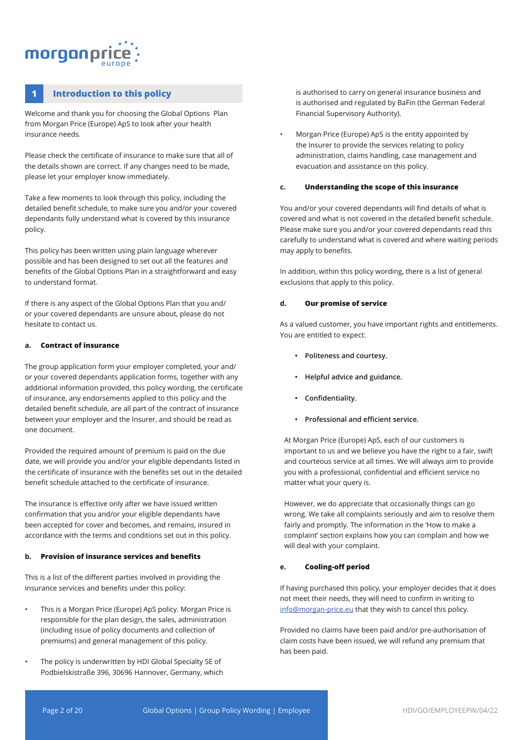## 1 Introduction to this policy

Welcome and thank you for choosing the Global Options Plan from Morgan Price (Europe) ApS to look after your health insurance needs.

Please check the certificate of insurance to make sure that all of the details shown are correct. If any changes need to be made, please let your employer know immediately.

Take a few moments to look through this policy, including the detailed benefit schedule, to make sure you and/or your covered dependants fully understand what is covered by this insurance policy.

This policy has been written using plain language wherever possible and has been designed to set out all the features and benefits of the Global Options Plan in a straightforward and easy to understand format.

If there is any aspect of the Global Options Plan that you and/ or your covered dependants are unsure about, please do not hesitate to contact us.

### a. Contract of insurance

The group application form your employer completed, your and/ or your covered dependants application forms, together with any additional information provided, this policy wording, the certificate of insurance, any endorsements applied to this policy and the detailed benefit schedule, are all part of the contract of insurance between your employer and the Insurer, and should be read as one document.

Provided the required amount of premium is paid on the due date, we will provide you and/or your eligible dependants listed in the certificate of insurance with the benefits set out in the detailed benefit schedule attached to the certificate of insurance.

The insurance is effective only after we have issued written confirmation that you and/or your eligible dependants have been accepted for cover and becomes, and remains, insured in accordance with the terms and conditions set out in this policy.

### b. Provision of insurance services and benefits

This is a list of the different parties involved in providing the insurance services and benefits under this policy:

- This is a Morgan Price (Europe) ApS policy. Morgan Price is responsible for the plan design, the sales, administration (including issue of policy documents and collection of premiums) and general management of this policy.
- The policy is underwritten by HDI Global Specialty SE of Podbielskistraße 396, 30696 Hannover, Germany, which is authorised to carry on general insurance business and is authorised and regulated by BaFin (the German Federal Financial Supervisory Authority).
- Morgan Price (Europe) ApS is the entity appointed by the Insurer to provide the services relating to policy administration, claims handling, case management and evacuation and assistance on this policy.

### c. Understanding the scope of this insurance

You and/or your covered dependants will find details of what is covered and what is not covered in the detailed benefit schedule. Please make sure you and/or your covered dependants read this carefully to understand what is covered and where waiting periods may apply to benefits.

In addition, within this policy wording, there is a list of general exclusions that apply to this policy.

### d. Our promise of service

As a valued customer, you have important rights and entitlements. You are entitled to expect:

- **Politeness and courtesy.**
- **Helpful advice and guidance.**
- **Confidentiality.**
- **Professional and efficient service.**

At Morgan Price (Europe) ApS, each of our customers is important to us and we believe you have the right to a fair, swift and courteous service at all times. We will always aim to provide you with a professional, confidential and efficient service no matter what your query is.

However, we do appreciate that occasionally things can go wrong. We take all complaints seriously and aim to resolve them fairly and promptly. The information in the 'How to make a complaint' section explains how you can complain and how we will deal with your complaint.

### e. Cooling-off period

If having purchased this policy, your employer decides that it does not meet their needs, they will need to confirm in writing to info@morgan-price.eu that they wish to cancel this policy.

Provided no claims have been paid and/or pre-authorisation of claim costs have been issued, we will refund any premium that has been paid.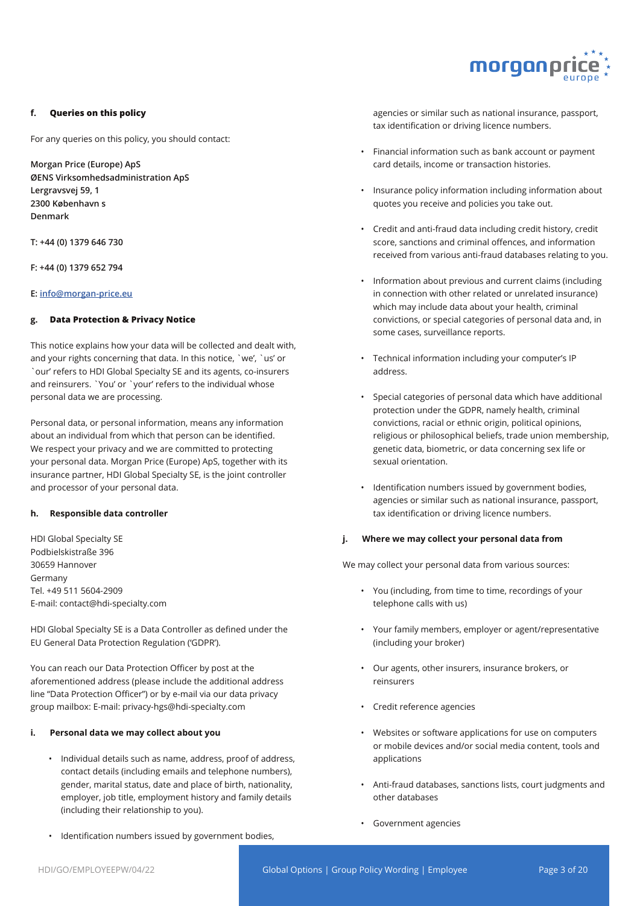#### f. Queries on this policy

For any queries on this policy, you should contact:

**Morgan Price (Europe) ApS**
**ØENS Virksomhedsadministration ApS**
**Lergravsvej 59, 1**
**2300 København s**
**Denmark**

**T: +44 (0) 1379 646 730**

**F: +44 (0) 1379 652 794**

**E: info@morgan-price.eu**

#### g. Data Protection & Privacy Notice

This notice explains how your data will be collected and dealt with, and your rights concerning that data. In this notice, `we', `us' or `our' refers to HDI Global Specialty SE and its agents, co-insurers and reinsurers. `You' or `your' refers to the individual whose personal data we are processing.

Personal data, or personal information, means any information about an individual from which that person can be identified. We respect your privacy and we are committed to protecting your personal data. Morgan Price (Europe) ApS, together with its insurance partner, HDI Global Specialty SE, is the joint controller and processor of your personal data.

#### h. Responsible data controller

HDI Global Specialty SE
Podbielskistraße 396
30659 Hannover
Germany
Tel. +49 511 5604-2909
E-mail: contact@hdi-specialty.com

HDI Global Specialty SE is a Data Controller as defined under the EU General Data Protection Regulation ('GDPR').

You can reach our Data Protection Officer by post at the aforementioned address (please include the additional address line "Data Protection Officer") or by e-mail via our data privacy group mailbox: E-mail: privacy-hgs@hdi-specialty.com

#### i. Personal data we may collect about you

- Individual details such as name, address, proof of address, contact details (including emails and telephone numbers), gender, marital status, date and place of birth, nationality, employer, job title, employment history and family details (including their relationship to you).
- Identification numbers issued by government bodies, agencies or similar such as national insurance, passport, tax identification or driving licence numbers.
- Financial information such as bank account or payment card details, income or transaction histories.
- Insurance policy information including information about quotes you receive and policies you take out.
- Credit and anti-fraud data including credit history, credit score, sanctions and criminal offences, and information received from various anti-fraud databases relating to you.
- Information about previous and current claims (including in connection with other related or unrelated insurance) which may include data about your health, criminal convictions, or special categories of personal data and, in some cases, surveillance reports.
- Technical information including your computer's IP address.
- Special categories of personal data which have additional protection under the GDPR, namely health, criminal convictions, racial or ethnic origin, political opinions, religious or philosophical beliefs, trade union membership, genetic data, biometric, or data concerning sex life or sexual orientation.
- Identification numbers issued by government bodies, agencies or similar such as national insurance, passport, tax identification or driving licence numbers.

#### j. Where we may collect your personal data from

We may collect your personal data from various sources:

- You (including, from time to time, recordings of your telephone calls with us)
- Your family members, employer or agent/representative (including your broker)
- Our agents, other insurers, insurance brokers, or reinsurers
- Credit reference agencies
- Websites or software applications for use on computers or mobile devices and/or social media content, tools and applications
- Anti-fraud databases, sanctions lists, court judgments and other databases
- Government agencies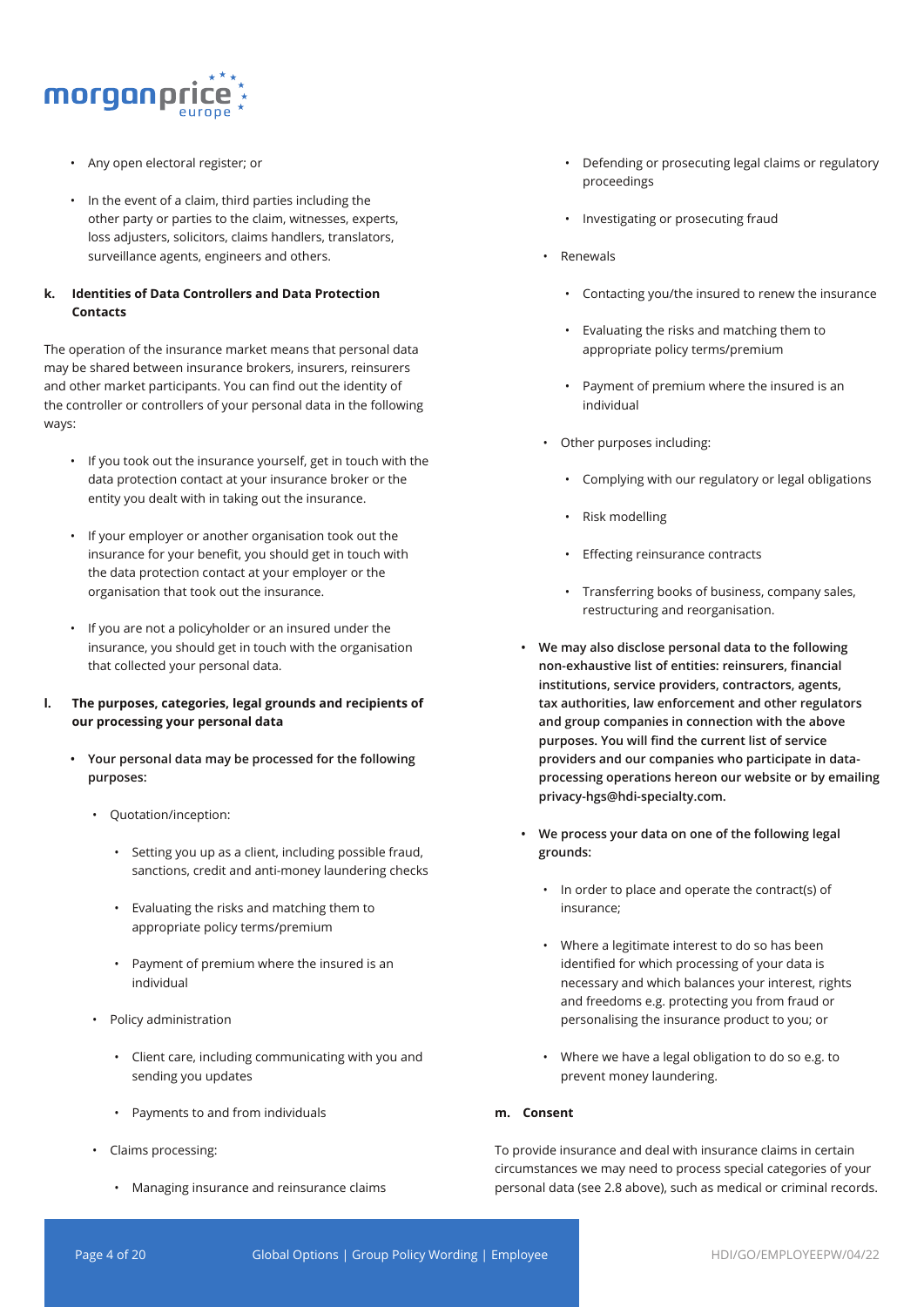- Any open electoral register; or
- In the event of a claim, third parties including the other party or parties to the claim, witnesses, experts, loss adjusters, solicitors, claims handlers, translators, surveillance agents, engineers and others.

**k. Identities of Data Controllers and Data Protection Contacts**

The operation of the insurance market means that personal data may be shared between insurance brokers, insurers, reinsurers and other market participants. You can find out the identity of the controller or controllers of your personal data in the following ways:

- If you took out the insurance yourself, get in touch with the data protection contact at your insurance broker or the entity you dealt with in taking out the insurance.
- If your employer or another organisation took out the insurance for your benefit, you should get in touch with the data protection contact at your employer or the organisation that took out the insurance.
- If you are not a policyholder or an insured under the insurance, you should get in touch with the organisation that collected your personal data.

**l. The purposes, categories, legal grounds and recipients of our processing your personal data**

- **Your personal data may be processed for the following purposes:**
  - Quotation/inception:
    - Setting you up as a client, including possible fraud, sanctions, credit and anti-money laundering checks
    - Evaluating the risks and matching them to appropriate policy terms/premium
    - Payment of premium where the insured is an individual
  - Policy administration
    - Client care, including communicating with you and sending you updates
    - Payments to and from individuals
  - Claims processing:
    - Managing insurance and reinsurance claims
    - Defending or prosecuting legal claims or regulatory proceedings
    - Investigating or prosecuting fraud
  - Renewals
    - Contacting you/the insured to renew the insurance
    - Evaluating the risks and matching them to appropriate policy terms/premium
    - Payment of premium where the insured is an individual
  - Other purposes including:
    - Complying with our regulatory or legal obligations
    - Risk modelling
    - Effecting reinsurance contracts
    - Transferring books of business, company sales, restructuring and reorganisation.
- **We may also disclose personal data to the following non-exhaustive list of entities: reinsurers, financial institutions, service providers, contractors, agents, tax authorities, law enforcement and other regulators and group companies in connection with the above purposes. You will find the current list of service providers and our companies who participate in data-processing operations hereon our website or by emailing privacy-hgs@hdi-specialty.com.**
- **We process your data on one of the following legal grounds:**
  - In order to place and operate the contract(s) of insurance;
  - Where a legitimate interest to do so has been identified for which processing of your data is necessary and which balances your interest, rights and freedoms e.g. protecting you from fraud or personalising the insurance product to you; or
  - Where we have a legal obligation to do so e.g. to prevent money laundering.

**m. Consent**

To provide insurance and deal with insurance claims in certain circumstances we may need to process special categories of your personal data (see 2.8 above), such as medical or criminal records.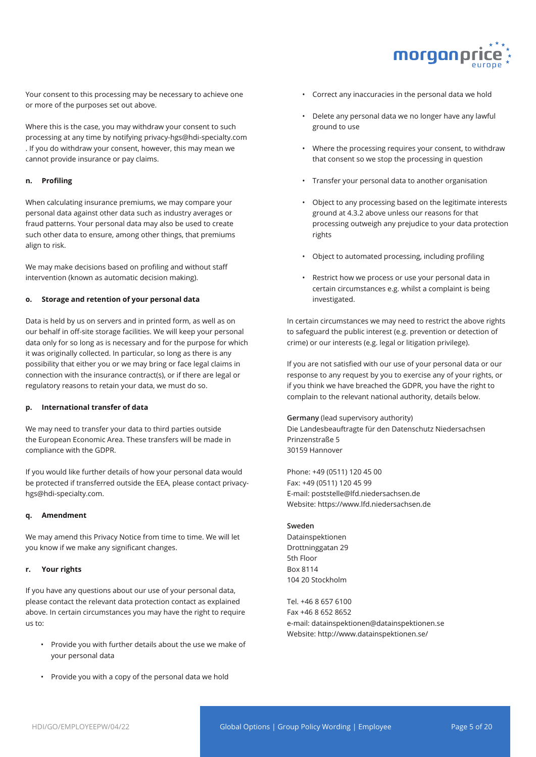Your consent to this processing may be necessary to achieve one or more of the purposes set out above.

Where this is the case, you may withdraw your consent to such processing at any time by notifying privacy-hgs@hdi-specialty.com . If you do withdraw your consent, however, this may mean we cannot provide insurance or pay claims.

**n. Profiling**

When calculating insurance premiums, we may compare your personal data against other data such as industry averages or fraud patterns. Your personal data may also be used to create such other data to ensure, among other things, that premiums align to risk.

We may make decisions based on profiling and without staff intervention (known as automatic decision making).

**o. Storage and retention of your personal data**

Data is held by us on servers and in printed form, as well as on our behalf in off-site storage facilities. We will keep your personal data only for so long as is necessary and for the purpose for which it was originally collected. In particular, so long as there is any possibility that either you or we may bring or face legal claims in connection with the insurance contract(s), or if there are legal or regulatory reasons to retain your data, we must do so.

**p. International transfer of data**

We may need to transfer your data to third parties outside the European Economic Area. These transfers will be made in compliance with the GDPR.

If you would like further details of how your personal data would be protected if transferred outside the EEA, please contact privacy-hgs@hdi-specialty.com.

**q. Amendment**

We may amend this Privacy Notice from time to time. We will let you know if we make any significant changes.

**r. Your rights**

If you have any questions about our use of your personal data, please contact the relevant data protection contact as explained above. In certain circumstances you may have the right to require us to:

- Provide you with further details about the use we make of your personal data
- Provide you with a copy of the personal data we hold
- Correct any inaccuracies in the personal data we hold
- Delete any personal data we no longer have any lawful ground to use
- Where the processing requires your consent, to withdraw that consent so we stop the processing in question
- Transfer your personal data to another organisation
- Object to any processing based on the legitimate interests ground at 4.3.2 above unless our reasons for that processing outweigh any prejudice to your data protection rights
- Object to automated processing, including profiling
- Restrict how we process or use your personal data in certain circumstances e.g. whilst a complaint is being investigated.

In certain circumstances we may need to restrict the above rights to safeguard the public interest (e.g. prevention or detection of crime) or our interests (e.g. legal or litigation privilege).

If you are not satisfied with our use of your personal data or our response to any request by you to exercise any of your rights, or if you think we have breached the GDPR, you have the right to complain to the relevant national authority, details below.

**Germany** (lead supervisory authority)
Die Landesbeauftragte für den Datenschutz Niedersachsen
Prinzenstraße 5
30159 Hannover

Phone: +49 (0511) 120 45 00
Fax: +49 (0511) 120 45 99
E-mail: poststelle@lfd.niedersachsen.de
Website: https://www.lfd.niedersachsen.de

**Sweden**
Datainspektionen
Drottninggatan 29
5th Floor
Box 8114
104 20 Stockholm

Tel. +46 8 657 6100
Fax +46 8 652 8652
e-mail: datainspektionen@datainspektionen.se
Website: http://www.datainspektionen.se/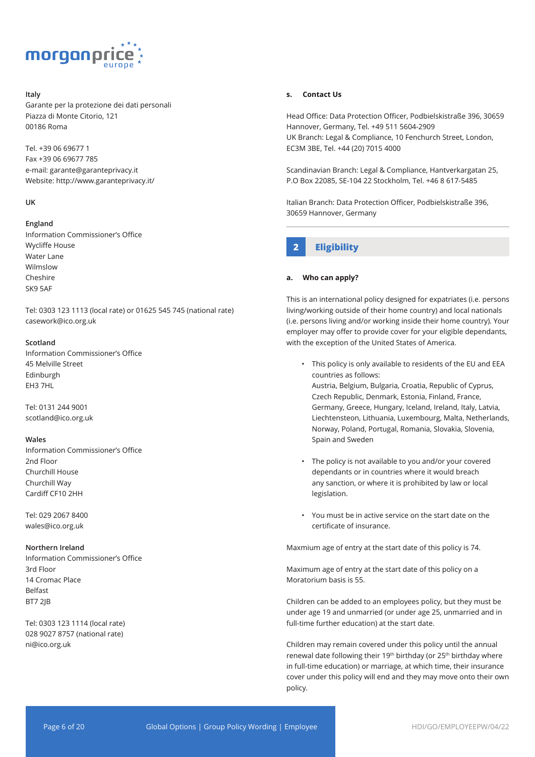**Italy**
Garante per la protezione dei dati personali
Piazza di Monte Citorio, 121
00186 Roma

Tel. +39 06 69677 1
Fax +39 06 69677 785
e-mail: garante@garanteprivacy.it
Website: http://www.garanteprivacy.it/

**UK**

**England**
Information Commissioner's Office
Wycliffe House
Water Lane
Wilmslow
Cheshire
SK9 5AF

Tel: 0303 123 1113 (local rate) or 01625 545 745 (national rate)
casework@ico.org.uk

**Scotland**
Information Commissioner's Office
45 Melville Street
Edinburgh
EH3 7HL

Tel: 0131 244 9001
scotland@ico.org.uk

**Wales**
Information Commissioner's Office
2nd Floor
Churchill House
Churchill Way
Cardiff CF10 2HH

Tel: 029 2067 8400
wales@ico.org.uk

**Northern Ireland**
Information Commissioner's Office
3rd Floor
14 Cromac Place
Belfast
BT7 2JB

Tel: 0303 123 1114 (local rate)
028 9027 8757 (national rate)
ni@ico.org.uk

### s. Contact Us

Head Office: Data Protection Officer, Podbielskistraße 396, 30659 Hannover, Germany, Tel. +49 511 5604-2909
UK Branch: Legal & Compliance, 10 Fenchurch Street, London, EC3M 3BE, Tel. +44 (20) 7015 4000

Scandinavian Branch: Legal & Compliance, Hantverkargatan 25, P.O Box 22085, SE-104 22 Stockholm, Tel. +46 8 617-5485

Italian Branch: Data Protection Officer, Podbielskistraße 396, 30659 Hannover, Germany

## 2 Eligibility

### a. Who can apply?

This is an international policy designed for expatriates (i.e. persons living/working outside of their home country) and local nationals (i.e. persons living and/or working inside their home country). Your employer may offer to provide cover for your eligible dependants, with the exception of the United States of America.

- This policy is only available to residents of the EU and EEA countries as follows:
  Austria, Belgium, Bulgaria, Croatia, Republic of Cyprus, Czech Republic, Denmark, Estonia, Finland, France, Germany, Greece, Hungary, Iceland, Ireland, Italy, Latvia, Liechtensteon, Lithuania, Luxembourg, Malta, Netherlands, Norway, Poland, Portugal, Romania, Slovakia, Slovenia, Spain and Sweden

- The policy is not available to you and/or your covered dependants or in countries where it would breach any sanction, or where it is prohibited by law or local legislation.

- You must be in active service on the start date on the certificate of insurance.

Maxmium age of entry at the start date of this policy is 74.

Maximum age of entry at the start date of this policy on a Moratorium basis is 55.

Children can be added to an employees policy, but they must be under age 19 and unmarried (or under age 25, unmarried and in full-time further education) at the start date.

Children may remain covered under this policy until the annual renewal date following their 19th birthday (or 25th birthday where in full-time education) or marriage, at which time, their insurance cover under this policy will end and they may move onto their own policy.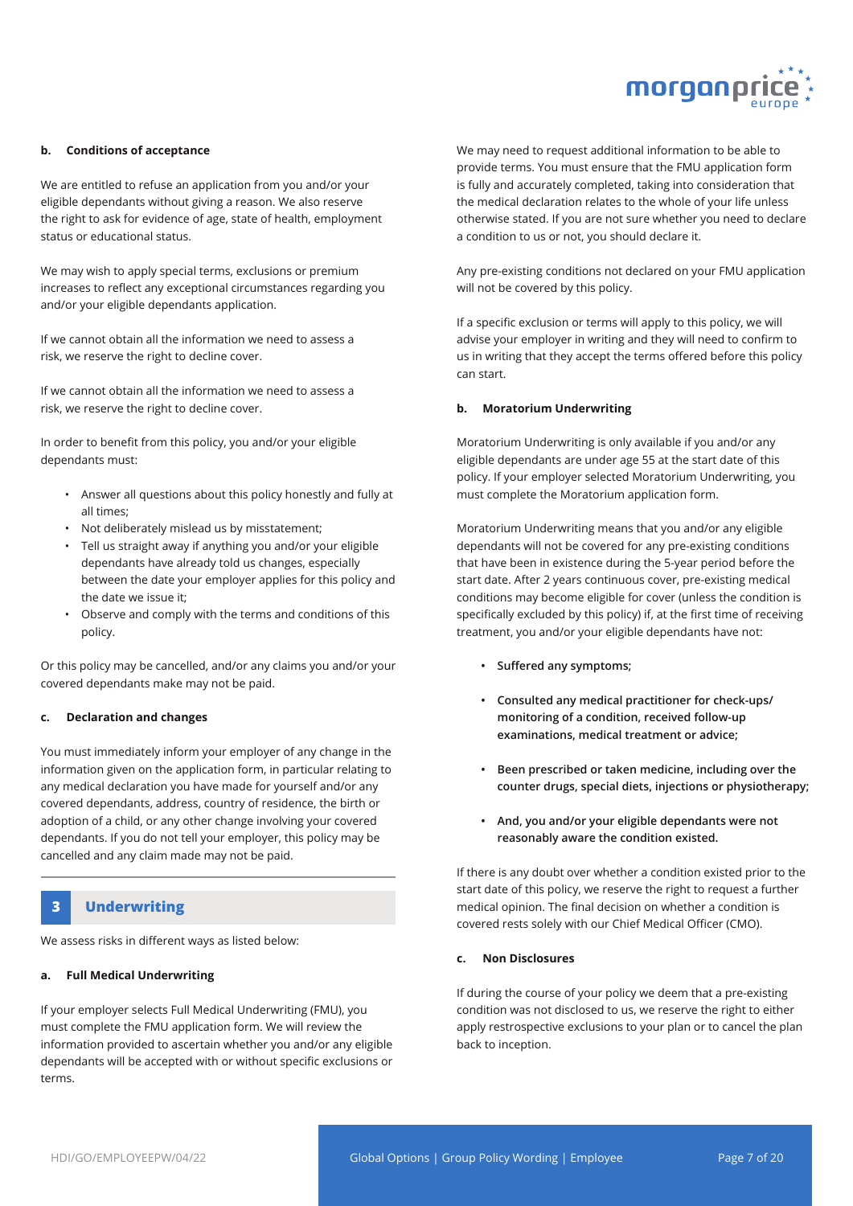#### b. Conditions of acceptance

We are entitled to refuse an application from you and/or your eligible dependants without giving a reason. We also reserve the right to ask for evidence of age, state of health, employment status or educational status.

We may wish to apply special terms, exclusions or premium increases to reflect any exceptional circumstances regarding you and/or your eligible dependants application.

If we cannot obtain all the information we need to assess a risk, we reserve the right to decline cover.

If we cannot obtain all the information we need to assess a risk, we reserve the right to decline cover.

In order to benefit from this policy, you and/or your eligible dependants must:

- Answer all questions about this policy honestly and fully at all times;
- Not deliberately mislead us by misstatement;
- Tell us straight away if anything you and/or your eligible dependants have already told us changes, especially between the date your employer applies for this policy and the date we issue it;
- Observe and comply with the terms and conditions of this policy.

Or this policy may be cancelled, and/or any claims you and/or your covered dependants make may not be paid.

#### c. Declaration and changes

You must immediately inform your employer of any change in the information given on the application form, in particular relating to any medical declaration you have made for yourself and/or any covered dependants, address, country of residence, the birth or adoption of a child, or any other change involving your covered dependants. If you do not tell your employer, this policy may be cancelled and any claim made may not be paid.

## 3 Underwriting

We assess risks in different ways as listed below:

#### a. Full Medical Underwriting

If your employer selects Full Medical Underwriting (FMU), you must complete the FMU application form. We will review the information provided to ascertain whether you and/or any eligible dependants will be accepted with or without specific exclusions or terms.

We may need to request additional information to be able to provide terms. You must ensure that the FMU application form is fully and accurately completed, taking into consideration that the medical declaration relates to the whole of your life unless otherwise stated. If you are not sure whether you need to declare a condition to us or not, you should declare it.

Any pre-existing conditions not declared on your FMU application will not be covered by this policy.

If a specific exclusion or terms will apply to this policy, we will advise your employer in writing and they will need to confirm to us in writing that they accept the terms offered before this policy can start.

#### b. Moratorium Underwriting

Moratorium Underwriting is only available if you and/or any eligible dependants are under age 55 at the start date of this policy. If your employer selected Moratorium Underwriting, you must complete the Moratorium application form.

Moratorium Underwriting means that you and/or any eligible dependants will not be covered for any pre-existing conditions that have been in existence during the 5-year period before the start date. After 2 years continuous cover, pre-existing medical conditions may become eligible for cover (unless the condition is specifically excluded by this policy) if, at the first time of receiving treatment, you and/or your eligible dependants have not:

- **Suffered any symptoms;**
- **Consulted any medical practitioner for check-ups/ monitoring of a condition, received follow-up examinations, medical treatment or advice;**
- **Been prescribed or taken medicine, including over the counter drugs, special diets, injections or physiotherapy;**
- **And, you and/or your eligible dependants were not reasonably aware the condition existed.**

If there is any doubt over whether a condition existed prior to the start date of this policy, we reserve the right to request a further medical opinion. The final decision on whether a condition is covered rests solely with our Chief Medical Officer (CMO).

#### c. Non Disclosures

If during the course of your policy we deem that a pre-existing condition was not disclosed to us, we reserve the right to either apply restrospective exclusions to your plan or to cancel the plan back to inception.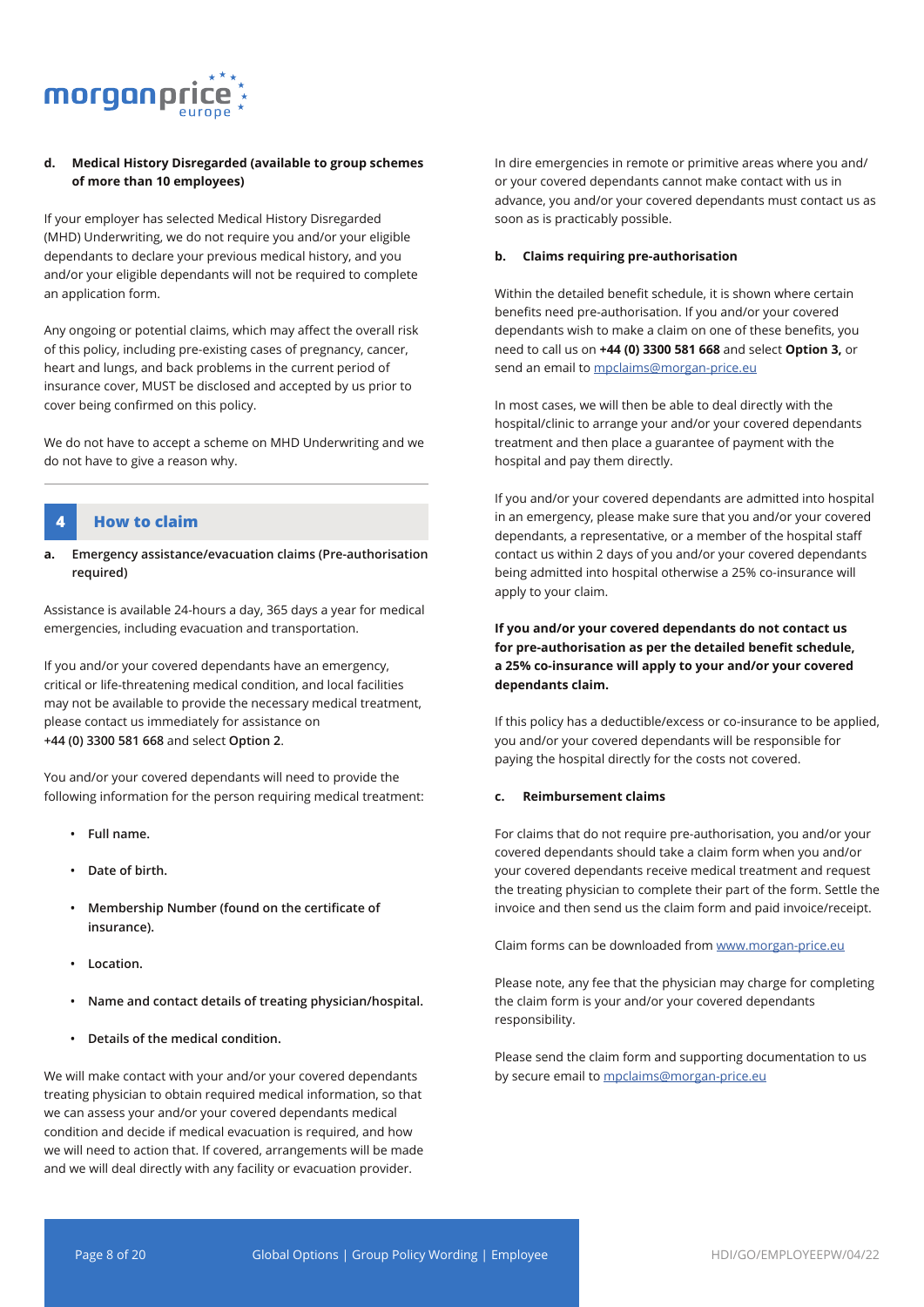**d. Medical History Disregarded (available to group schemes of more than 10 employees)**

If your employer has selected Medical History Disregarded (MHD) Underwriting, we do not require you and/or your eligible dependants to declare your previous medical history, and you and/or your eligible dependants will not be required to complete an application form.

Any ongoing or potential claims, which may affect the overall risk of this policy, including pre-existing cases of pregnancy, cancer, heart and lungs, and back problems in the current period of insurance cover, MUST be disclosed and accepted by us prior to cover being confirmed on this policy.

We do not have to accept a scheme on MHD Underwriting and we do not have to give a reason why.

## 4 How to claim

**a. Emergency assistance/evacuation claims (Pre-authorisation required)**

Assistance is available 24-hours a day, 365 days a year for medical emergencies, including evacuation and transportation.

If you and/or your covered dependants have an emergency, critical or life-threatening medical condition, and local facilities may not be available to provide the necessary medical treatment, please contact us immediately for assistance on **+44 (0) 3300 581 668** and select **Option 2**.

You and/or your covered dependants will need to provide the following information for the person requiring medical treatment:

- **Full name.**
- **Date of birth.**
- **Membership Number (found on the certificate of insurance).**
- **Location.**
- **Name and contact details of treating physician/hospital.**
- **Details of the medical condition.**

We will make contact with your and/or your covered dependants treating physician to obtain required medical information, so that we can assess your and/or your covered dependants medical condition and decide if medical evacuation is required, and how we will need to action that. If covered, arrangements will be made and we will deal directly with any facility or evacuation provider.

In dire emergencies in remote or primitive areas where you and/or your covered dependants cannot make contact with us in advance, you and/or your covered dependants must contact us as soon as is practicably possible.

**b. Claims requiring pre-authorisation**

Within the detailed benefit schedule, it is shown where certain benefits need pre-authorisation. If you and/or your covered dependants wish to make a claim on one of these benefits, you need to call us on **+44 (0) 3300 581 668** and select **Option 3,** or send an email to mpclaims@morgan-price.eu

In most cases, we will then be able to deal directly with the hospital/clinic to arrange your and/or your covered dependants treatment and then place a guarantee of payment with the hospital and pay them directly.

If you and/or your covered dependants are admitted into hospital in an emergency, please make sure that you and/or your covered dependants, a representative, or a member of the hospital staff contact us within 2 days of you and/or your covered dependants being admitted into hospital otherwise a 25% co-insurance will apply to your claim.

**If you and/or your covered dependants do not contact us for pre-authorisation as per the detailed benefit schedule, a 25% co-insurance will apply to your and/or your covered dependants claim.**

If this policy has a deductible/excess or co-insurance to be applied, you and/or your covered dependants will be responsible for paying the hospital directly for the costs not covered.

**c. Reimbursement claims**

For claims that do not require pre-authorisation, you and/or your covered dependants should take a claim form when you and/or your covered dependants receive medical treatment and request the treating physician to complete their part of the form. Settle the invoice and then send us the claim form and paid invoice/receipt.

Claim forms can be downloaded from www.morgan-price.eu

Please note, any fee that the physician may charge for completing the claim form is your and/or your covered dependants responsibility.

Please send the claim form and supporting documentation to us by secure email to mpclaims@morgan-price.eu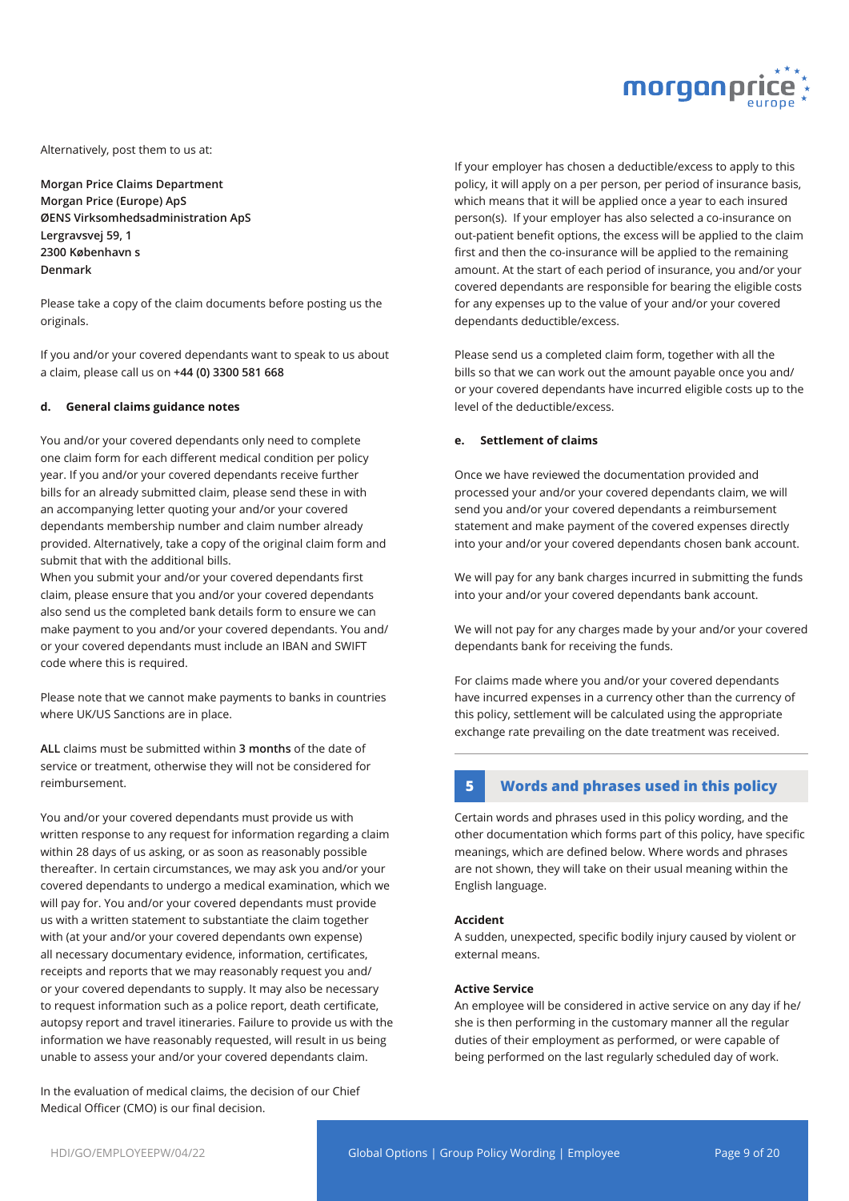Alternatively, post them to us at:

**Morgan Price Claims Department**
**Morgan Price (Europe) ApS**
**ØENS Virksomhedsadministration ApS**
**Lergravsvej 59, 1**
**2300 København s**
**Denmark**

Please take a copy of the claim documents before posting us the originals.

If you and/or your covered dependants want to speak to us about a claim, please call us on **+44 (0) 3300 581 668**

#### d. General claims guidance notes

You and/or your covered dependants only need to complete one claim form for each different medical condition per policy year. If you and/or your covered dependants receive further bills for an already submitted claim, please send these in with an accompanying letter quoting your and/or your covered dependants membership number and claim number already provided. Alternatively, take a copy of the original claim form and submit that with the additional bills.
When you submit your and/or your covered dependants first claim, please ensure that you and/or your covered dependants also send us the completed bank details form to ensure we can make payment to you and/or your covered dependants. You and/or your covered dependants must include an IBAN and SWIFT code where this is required.

Please note that we cannot make payments to banks in countries where UK/US Sanctions are in place.

**ALL** claims must be submitted within **3 months** of the date of service or treatment, otherwise they will not be considered for reimbursement.

You and/or your covered dependants must provide us with written response to any request for information regarding a claim within 28 days of us asking, or as soon as reasonably possible thereafter. In certain circumstances, we may ask you and/or your covered dependants to undergo a medical examination, which we will pay for. You and/or your covered dependants must provide us with a written statement to substantiate the claim together with (at your and/or your covered dependants own expense) all necessary documentary evidence, information, certificates, receipts and reports that we may reasonably request you and/or your covered dependants to supply. It may also be necessary to request information such as a police report, death certificate, autopsy report and travel itineraries. Failure to provide us with the information we have reasonably requested, will result in us being unable to assess your and/or your covered dependants claim.

In the evaluation of medical claims, the decision of our Chief Medical Officer (CMO) is our final decision.

If your employer has chosen a deductible/excess to apply to this policy, it will apply on a per person, per period of insurance basis, which means that it will be applied once a year to each insured person(s). If your employer has also selected a co-insurance on out-patient benefit options, the excess will be applied to the claim first and then the co-insurance will be applied to the remaining amount. At the start of each period of insurance, you and/or your covered dependants are responsible for bearing the eligible costs for any expenses up to the value of your and/or your covered dependants deductible/excess.

Please send us a completed claim form, together with all the bills so that we can work out the amount payable once you and/or your covered dependants have incurred eligible costs up to the level of the deductible/excess.

#### e. Settlement of claims

Once we have reviewed the documentation provided and processed your and/or your covered dependants claim, we will send you and/or your covered dependants a reimbursement statement and make payment of the covered expenses directly into your and/or your covered dependants chosen bank account.

We will pay for any bank charges incurred in submitting the funds into your and/or your covered dependants bank account.

We will not pay for any charges made by your and/or your covered dependants bank for receiving the funds.

For claims made where you and/or your covered dependants have incurred expenses in a currency other than the currency of this policy, settlement will be calculated using the appropriate exchange rate prevailing on the date treatment was received.

## 5 Words and phrases used in this policy

Certain words and phrases used in this policy wording, and the other documentation which forms part of this policy, have specific meanings, which are defined below. Where words and phrases are not shown, they will take on their usual meaning within the English language.

**Accident**
A sudden, unexpected, specific bodily injury caused by violent or external means.

**Active Service**
An employee will be considered in active service on any day if he/she is then performing in the customary manner all the regular duties of their employment as performed, or were capable of being performed on the last regularly scheduled day of work.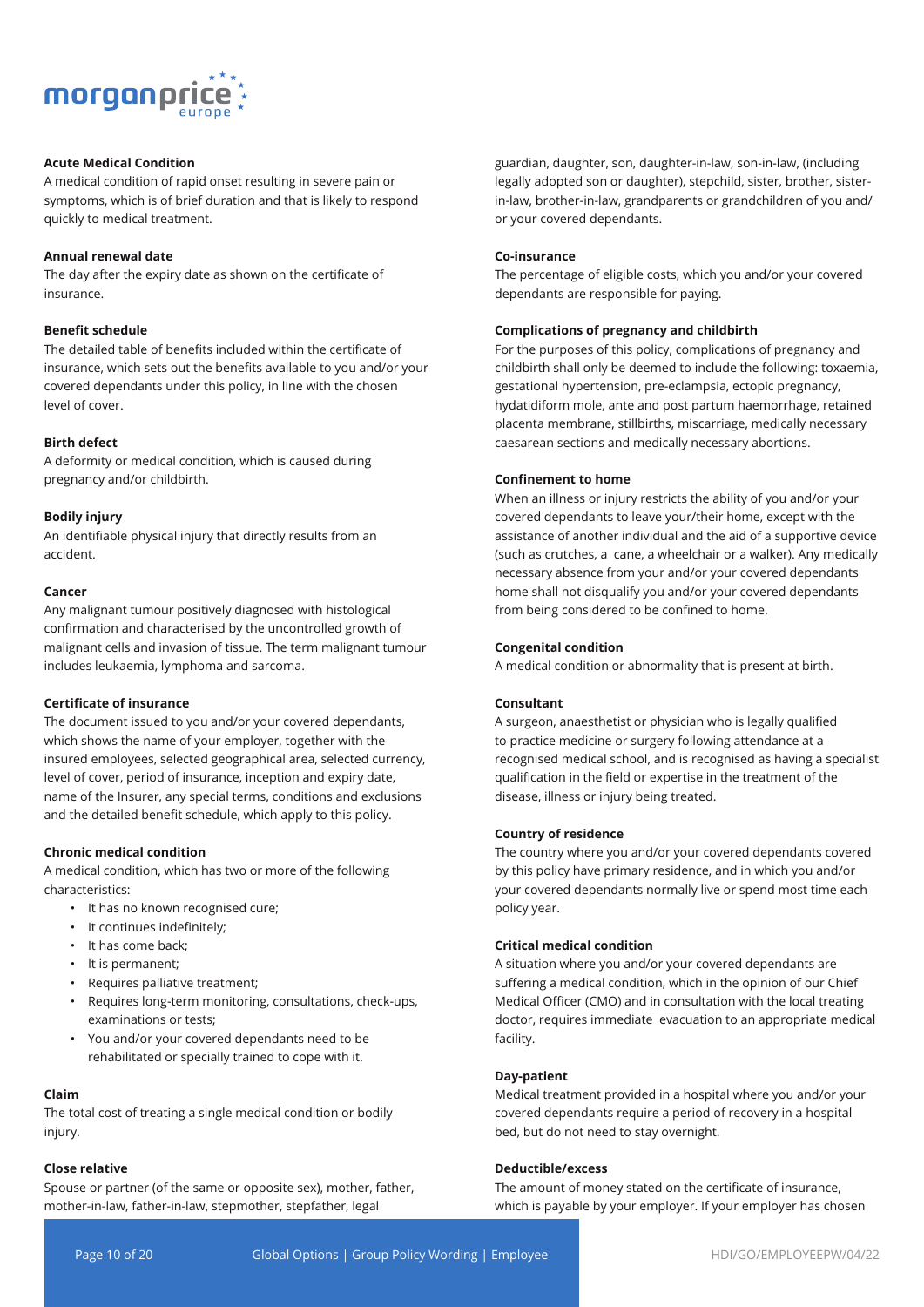**Acute Medical Condition**

A medical condition of rapid onset resulting in severe pain or symptoms, which is of brief duration and that is likely to respond quickly to medical treatment.

**Annual renewal date**

The day after the expiry date as shown on the certificate of insurance.

**Benefit schedule**

The detailed table of benefits included within the certificate of insurance, which sets out the benefits available to you and/or your covered dependants under this policy, in line with the chosen level of cover.

**Birth defect**

A deformity or medical condition, which is caused during pregnancy and/or childbirth.

**Bodily injury**

An identifiable physical injury that directly results from an accident.

**Cancer**

Any malignant tumour positively diagnosed with histological confirmation and characterised by the uncontrolled growth of malignant cells and invasion of tissue. The term malignant tumour includes leukaemia, lymphoma and sarcoma.

**Certificate of insurance**

The document issued to you and/or your covered dependants, which shows the name of your employer, together with the insured employees, selected geographical area, selected currency, level of cover, period of insurance, inception and expiry date, name of the Insurer, any special terms, conditions and exclusions and the detailed benefit schedule, which apply to this policy.

**Chronic medical condition**

A medical condition, which has two or more of the following characteristics:

- It has no known recognised cure;
- It continues indefinitely;
- It has come back;
- It is permanent;
- Requires palliative treatment;
- Requires long-term monitoring, consultations, check-ups, examinations or tests;
- You and/or your covered dependants need to be rehabilitated or specially trained to cope with it.

**Claim**

The total cost of treating a single medical condition or bodily injury.

**Close relative**

Spouse or partner (of the same or opposite sex), mother, father, mother-in-law, father-in-law, stepmother, stepfather, legal guardian, daughter, son, daughter-in-law, son-in-law, (including legally adopted son or daughter), stepchild, sister, brother, sister-in-law, brother-in-law, grandparents or grandchildren of you and/or your covered dependants.

**Co-insurance**

The percentage of eligible costs, which you and/or your covered dependants are responsible for paying.

**Complications of pregnancy and childbirth**

For the purposes of this policy, complications of pregnancy and childbirth shall only be deemed to include the following: toxaemia, gestational hypertension, pre-eclampsia, ectopic pregnancy, hydatidiform mole, ante and post partum haemorrhage, retained placenta membrane, stillbirths, miscarriage, medically necessary caesarean sections and medically necessary abortions.

**Confinement to home**

When an illness or injury restricts the ability of you and/or your covered dependants to leave your/their home, except with the assistance of another individual and the aid of a supportive device (such as crutches, a cane, a wheelchair or a walker). Any medically necessary absence from your and/or your covered dependants home shall not disqualify you and/or your covered dependants from being considered to be confined to home.

**Congenital condition**

A medical condition or abnormality that is present at birth.

**Consultant**

A surgeon, anaesthetist or physician who is legally qualified to practice medicine or surgery following attendance at a recognised medical school, and is recognised as having a specialist qualification in the field or expertise in the treatment of the disease, illness or injury being treated.

**Country of residence**

The country where you and/or your covered dependants covered by this policy have primary residence, and in which you and/or your covered dependants normally live or spend most time each policy year.

**Critical medical condition**

A situation where you and/or your covered dependants are suffering a medical condition, which in the opinion of our Chief Medical Officer (CMO) and in consultation with the local treating doctor, requires immediate evacuation to an appropriate medical facility.

**Day-patient**

Medical treatment provided in a hospital where you and/or your covered dependants require a period of recovery in a hospital bed, but do not need to stay overnight.

**Deductible/excess**

The amount of money stated on the certificate of insurance, which is payable by your employer. If your employer has chosen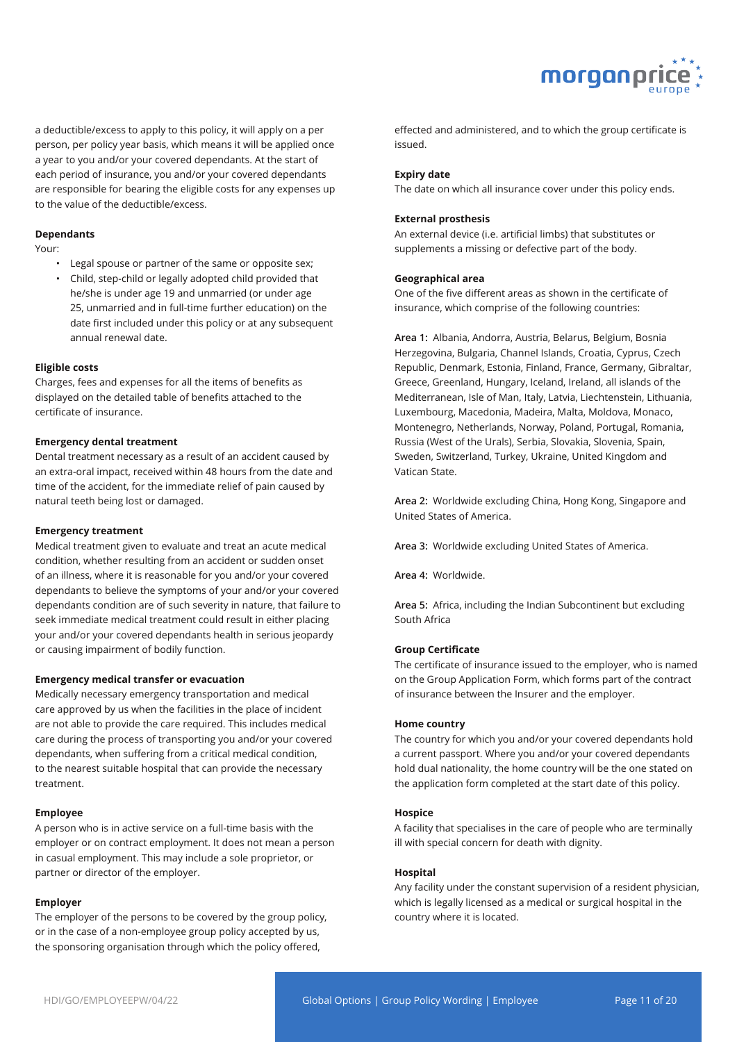a deductible/excess to apply to this policy, it will apply on a per person, per policy year basis, which means it will be applied once a year to you and/or your covered dependants. At the start of each period of insurance, you and/or your covered dependants are responsible for bearing the eligible costs for any expenses up to the value of the deductible/excess.

**Dependants**

Your:

- Legal spouse or partner of the same or opposite sex;
- Child, step-child or legally adopted child provided that he/she is under age 19 and unmarried (or under age 25, unmarried and in full-time further education) on the date first included under this policy or at any subsequent annual renewal date.

**Eligible costs**

Charges, fees and expenses for all the items of benefits as displayed on the detailed table of benefits attached to the certificate of insurance.

**Emergency dental treatment**

Dental treatment necessary as a result of an accident caused by an extra-oral impact, received within 48 hours from the date and time of the accident, for the immediate relief of pain caused by natural teeth being lost or damaged.

**Emergency treatment**

Medical treatment given to evaluate and treat an acute medical condition, whether resulting from an accident or sudden onset of an illness, where it is reasonable for you and/or your covered dependants to believe the symptoms of your and/or your covered dependants condition are of such severity in nature, that failure to seek immediate medical treatment could result in either placing your and/or your covered dependants health in serious jeopardy or causing impairment of bodily function.

**Emergency medical transfer or evacuation**

Medically necessary emergency transportation and medical care approved by us when the facilities in the place of incident are not able to provide the care required. This includes medical care during the process of transporting you and/or your covered dependants, when suffering from a critical medical condition, to the nearest suitable hospital that can provide the necessary treatment.

**Employee**

A person who is in active service on a full-time basis with the employer or on contract employment. It does not mean a person in casual employment. This may include a sole proprietor, or partner or director of the employer.

**Employer**

The employer of the persons to be covered by the group policy, or in the case of a non-employee group policy accepted by us, the sponsoring organisation through which the policy offered, effected and administered, and to which the group certificate is issued.

**Expiry date**

The date on which all insurance cover under this policy ends.

**External prosthesis**

An external device (i.e. artificial limbs) that substitutes or supplements a missing or defective part of the body.

**Geographical area**

One of the five different areas as shown in the certificate of insurance, which comprise of the following countries:

**Area 1:** Albania, Andorra, Austria, Belarus, Belgium, Bosnia Herzegovina, Bulgaria, Channel Islands, Croatia, Cyprus, Czech Republic, Denmark, Estonia, Finland, France, Germany, Gibraltar, Greece, Greenland, Hungary, Iceland, Ireland, all islands of the Mediterranean, Isle of Man, Italy, Latvia, Liechtenstein, Lithuania, Luxembourg, Macedonia, Madeira, Malta, Moldova, Monaco, Montenegro, Netherlands, Norway, Poland, Portugal, Romania, Russia (West of the Urals), Serbia, Slovakia, Slovenia, Spain, Sweden, Switzerland, Turkey, Ukraine, United Kingdom and Vatican State.

**Area 2:** Worldwide excluding China, Hong Kong, Singapore and United States of America.

**Area 3:** Worldwide excluding United States of America.

**Area 4:** Worldwide.

**Area 5:** Africa, including the Indian Subcontinent but excluding South Africa

**Group Certificate**

The certificate of insurance issued to the employer, who is named on the Group Application Form, which forms part of the contract of insurance between the Insurer and the employer.

**Home country**

The country for which you and/or your covered dependants hold a current passport. Where you and/or your covered dependants hold dual nationality, the home country will be the one stated on the application form completed at the start date of this policy.

**Hospice**

A facility that specialises in the care of people who are terminally ill with special concern for death with dignity.

**Hospital**

Any facility under the constant supervision of a resident physician, which is legally licensed as a medical or surgical hospital in the country where it is located.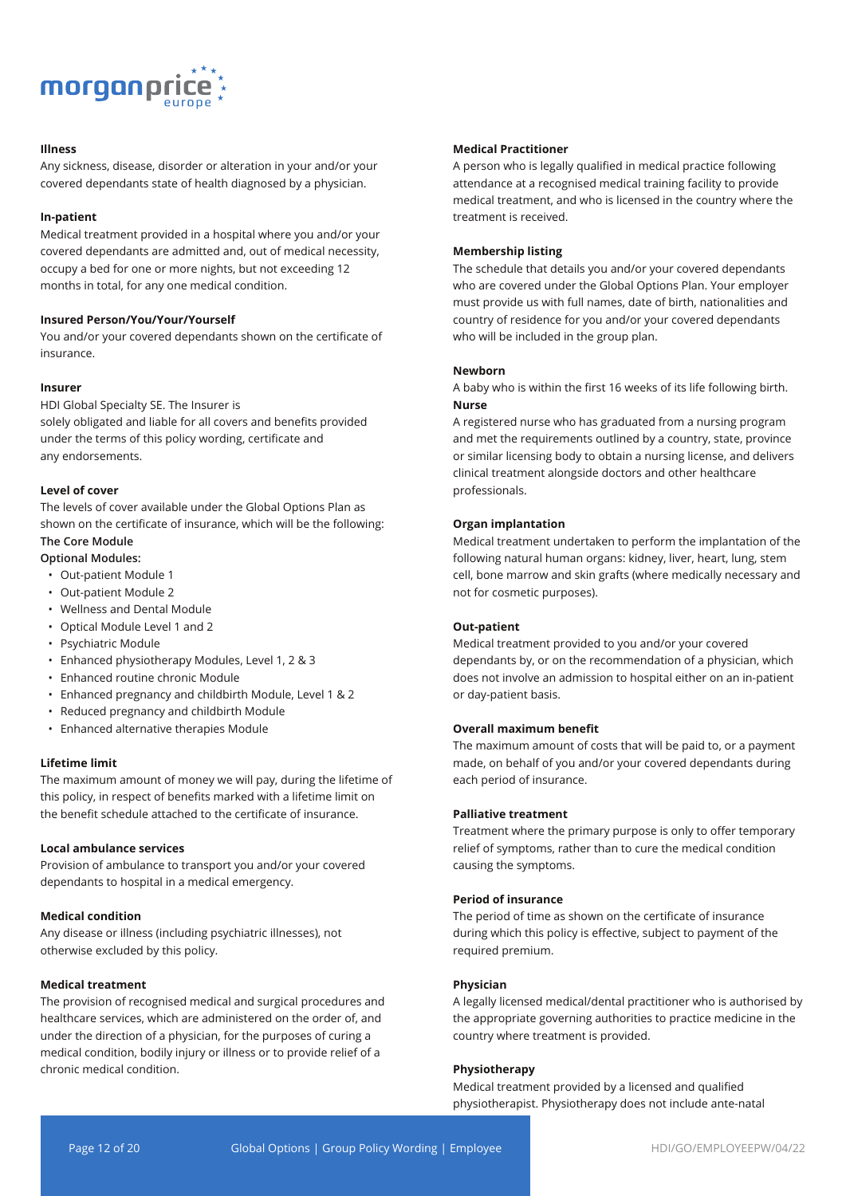**Illness**

Any sickness, disease, disorder or alteration in your and/or your covered dependants state of health diagnosed by a physician.

**In-patient**

Medical treatment provided in a hospital where you and/or your covered dependants are admitted and, out of medical necessity, occupy a bed for one or more nights, but not exceeding 12 months in total, for any one medical condition.

**Insured Person/You/Your/Yourself**

You and/or your covered dependants shown on the certificate of insurance.

**Insurer**

HDI Global Specialty SE. The Insurer is solely obligated and liable for all covers and benefits provided under the terms of this policy wording, certificate and any endorsements.

**Level of cover**

The levels of cover available under the Global Options Plan as shown on the certificate of insurance, which will be the following:

The Core Module

Optional Modules:

- Out-patient Module 1
- Out-patient Module 2
- Wellness and Dental Module
- Optical Module Level 1 and 2
- Psychiatric Module
- Enhanced physiotherapy Modules, Level 1, 2 & 3
- Enhanced routine chronic Module
- Enhanced pregnancy and childbirth Module, Level 1 & 2
- Reduced pregnancy and childbirth Module
- Enhanced alternative therapies Module

**Lifetime limit**

The maximum amount of money we will pay, during the lifetime of this policy, in respect of benefits marked with a lifetime limit on the benefit schedule attached to the certificate of insurance.

**Local ambulance services**

Provision of ambulance to transport you and/or your covered dependants to hospital in a medical emergency.

**Medical condition**

Any disease or illness (including psychiatric illnesses), not otherwise excluded by this policy.

**Medical treatment**

The provision of recognised medical and surgical procedures and healthcare services, which are administered on the order of, and under the direction of a physician, for the purposes of curing a medical condition, bodily injury or illness or to provide relief of a chronic medical condition.

**Medical Practitioner**

A person who is legally qualified in medical practice following attendance at a recognised medical training facility to provide medical treatment, and who is licensed in the country where the treatment is received.

**Membership listing**

The schedule that details you and/or your covered dependants who are covered under the Global Options Plan. Your employer must provide us with full names, date of birth, nationalities and country of residence for you and/or your covered dependants who will be included in the group plan.

**Newborn**

A baby who is within the first 16 weeks of its life following birth.

**Nurse**

A registered nurse who has graduated from a nursing program and met the requirements outlined by a country, state, province or similar licensing body to obtain a nursing license, and delivers clinical treatment alongside doctors and other healthcare professionals.

**Organ implantation**

Medical treatment undertaken to perform the implantation of the following natural human organs: kidney, liver, heart, lung, stem cell, bone marrow and skin grafts (where medically necessary and not for cosmetic purposes).

**Out-patient**

Medical treatment provided to you and/or your covered dependants by, or on the recommendation of a physician, which does not involve an admission to hospital either on an in-patient or day-patient basis.

**Overall maximum benefit**

The maximum amount of costs that will be paid to, or a payment made, on behalf of you and/or your covered dependants during each period of insurance.

**Palliative treatment**

Treatment where the primary purpose is only to offer temporary relief of symptoms, rather than to cure the medical condition causing the symptoms.

**Period of insurance**

The period of time as shown on the certificate of insurance during which this policy is effective, subject to payment of the required premium.

**Physician**

A legally licensed medical/dental practitioner who is authorised by the appropriate governing authorities to practice medicine in the country where treatment is provided.

**Physiotherapy**

Medical treatment provided by a licensed and qualified physiotherapist. Physiotherapy does not include ante-natal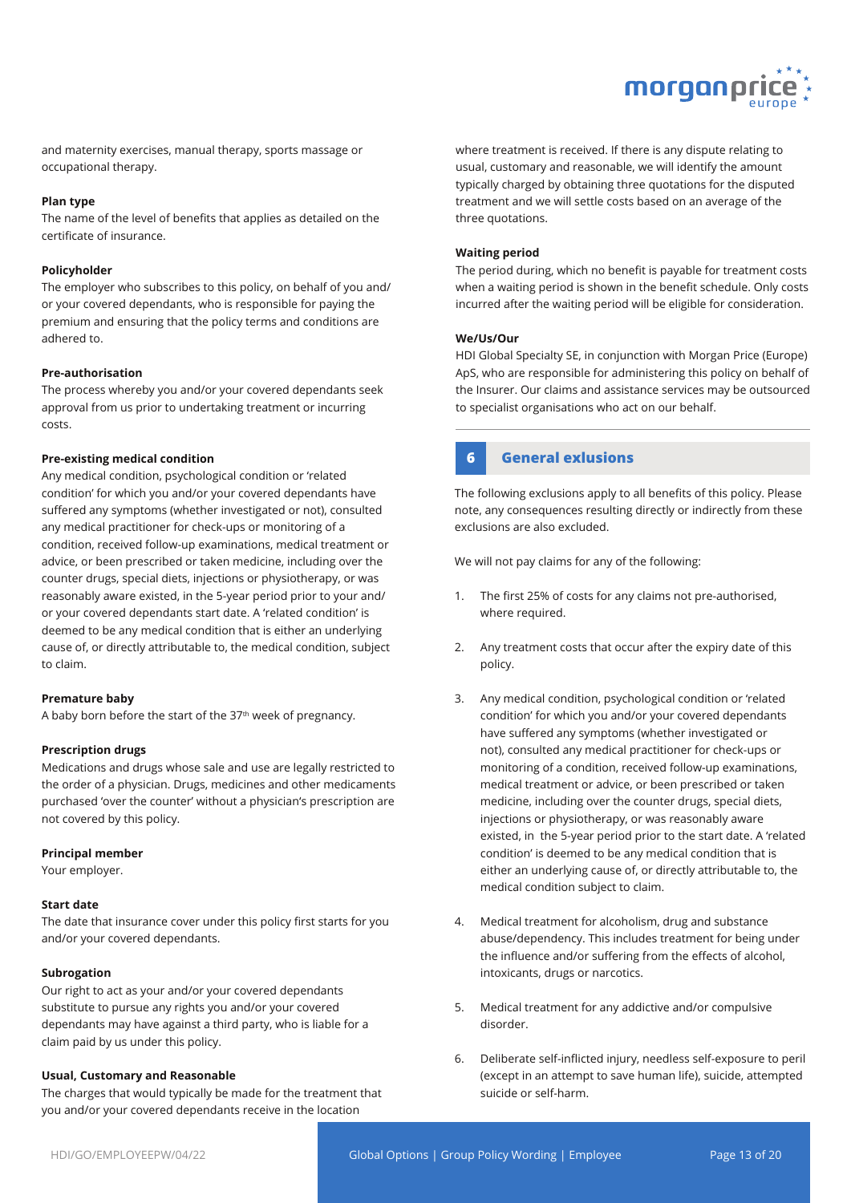and maternity exercises, manual therapy, sports massage or occupational therapy.

**Plan type**
The name of the level of benefits that applies as detailed on the certificate of insurance.

**Policyholder**
The employer who subscribes to this policy, on behalf of you and/ or your covered dependants, who is responsible for paying the premium and ensuring that the policy terms and conditions are adhered to.

**Pre-authorisation**
The process whereby you and/or your covered dependants seek approval from us prior to undertaking treatment or incurring costs.

**Pre-existing medical condition**
Any medical condition, psychological condition or 'related condition' for which you and/or your covered dependants have suffered any symptoms (whether investigated or not), consulted any medical practitioner for check-ups or monitoring of a condition, received follow-up examinations, medical treatment or advice, or been prescribed or taken medicine, including over the counter drugs, special diets, injections or physiotherapy, or was reasonably aware existed, in the 5-year period prior to your and/ or your covered dependants start date. A 'related condition' is deemed to be any medical condition that is either an underlying cause of, or directly attributable to, the medical condition, subject to claim.

**Premature baby**
A baby born before the start of the 37th week of pregnancy.

**Prescription drugs**
Medications and drugs whose sale and use are legally restricted to the order of a physician. Drugs, medicines and other medicaments purchased 'over the counter' without a physician's prescription are not covered by this policy.

**Principal member**
Your employer.

**Start date**
The date that insurance cover under this policy first starts for you and/or your covered dependants.

**Subrogation**
Our right to act as your and/or your covered dependants substitute to pursue any rights you and/or your covered dependants may have against a third party, who is liable for a claim paid by us under this policy.

**Usual, Customary and Reasonable**
The charges that would typically be made for the treatment that you and/or your covered dependants receive in the location where treatment is received. If there is any dispute relating to usual, customary and reasonable, we will identify the amount typically charged by obtaining three quotations for the disputed treatment and we will settle costs based on an average of the three quotations.

**Waiting period**
The period during, which no benefit is payable for treatment costs when a waiting period is shown in the benefit schedule. Only costs incurred after the waiting period will be eligible for consideration.

**We/Us/Our**
HDI Global Specialty SE, in conjunction with Morgan Price (Europe) ApS, who are responsible for administering this policy on behalf of the Insurer. Our claims and assistance services may be outsourced to specialist organisations who act on our behalf.

## 6 General exlusions

The following exclusions apply to all benefits of this policy. Please note, any consequences resulting directly or indirectly from these exclusions are also excluded.

We will not pay claims for any of the following:

1. The first 25% of costs for any claims not pre-authorised, where required.
2. Any treatment costs that occur after the expiry date of this policy.
3. Any medical condition, psychological condition or 'related condition' for which you and/or your covered dependants have suffered any symptoms (whether investigated or not), consulted any medical practitioner for check-ups or monitoring of a condition, received follow-up examinations, medical treatment or advice, or been prescribed or taken medicine, including over the counter drugs, special diets, injections or physiotherapy, or was reasonably aware existed, in the 5-year period prior to the start date. A 'related condition' is deemed to be any medical condition that is either an underlying cause of, or directly attributable to, the medical condition subject to claim.
4. Medical treatment for alcoholism, drug and substance abuse/dependency. This includes treatment for being under the influence and/or suffering from the effects of alcohol, intoxicants, drugs or narcotics.
5. Medical treatment for any addictive and/or compulsive disorder.
6. Deliberate self-inflicted injury, needless self-exposure to peril (except in an attempt to save human life), suicide, attempted suicide or self-harm.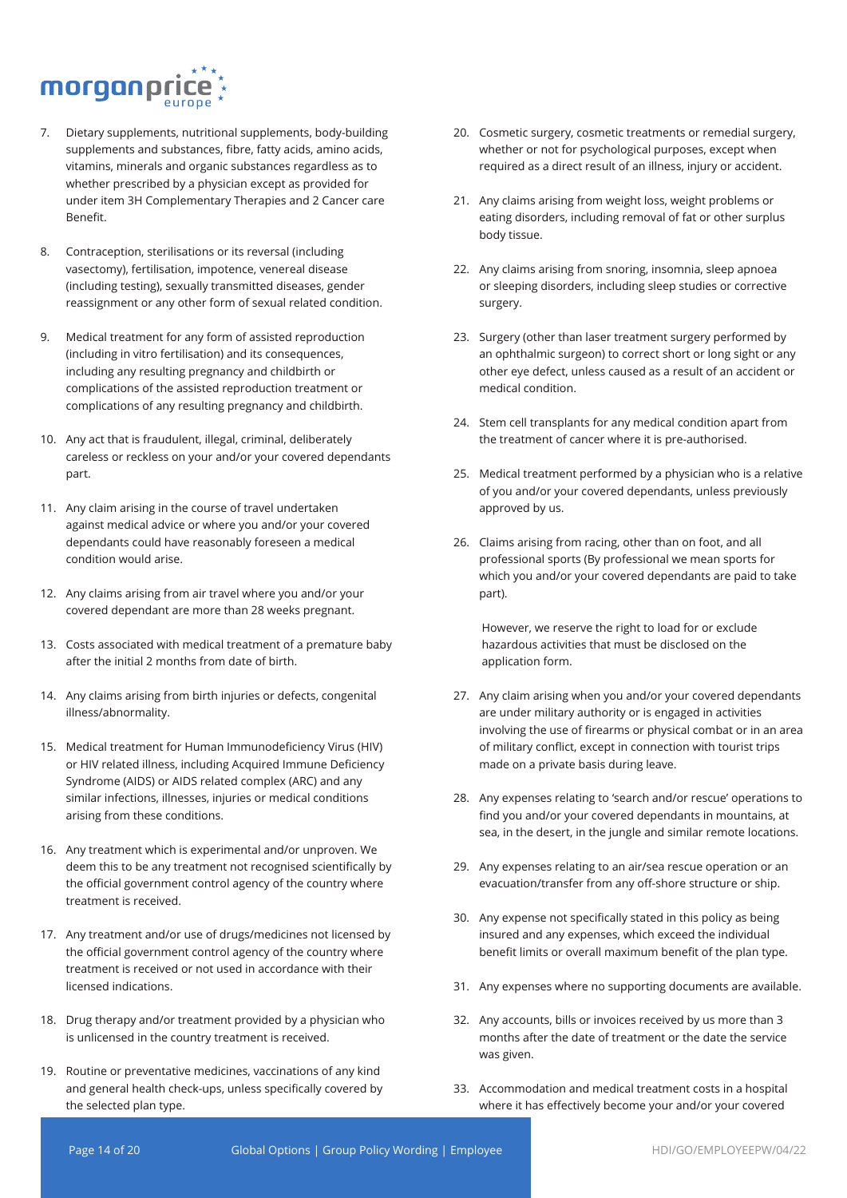7. Dietary supplements, nutritional supplements, body-building supplements and substances, fibre, fatty acids, amino acids, vitamins, minerals and organic substances regardless as to whether prescribed by a physician except as provided for under item 3H Complementary Therapies and 2 Cancer care Benefit.

8. Contraception, sterilisations or its reversal (including vasectomy), fertilisation, impotence, venereal disease (including testing), sexually transmitted diseases, gender reassignment or any other form of sexual related condition.

9. Medical treatment for any form of assisted reproduction (including in vitro fertilisation) and its consequences, including any resulting pregnancy and childbirth or complications of the assisted reproduction treatment or complications of any resulting pregnancy and childbirth.

10. Any act that is fraudulent, illegal, criminal, deliberately careless or reckless on your and/or your covered dependants part.

11. Any claim arising in the course of travel undertaken against medical advice or where you and/or your covered dependants could have reasonably foreseen a medical condition would arise.

12. Any claims arising from air travel where you and/or your covered dependant are more than 28 weeks pregnant.

13. Costs associated with medical treatment of a premature baby after the initial 2 months from date of birth.

14. Any claims arising from birth injuries or defects, congenital illness/abnormality.

15. Medical treatment for Human Immunodeficiency Virus (HIV) or HIV related illness, including Acquired Immune Deficiency Syndrome (AIDS) or AIDS related complex (ARC) and any similar infections, illnesses, injuries or medical conditions arising from these conditions.

16. Any treatment which is experimental and/or unproven. We deem this to be any treatment not recognised scientifically by the official government control agency of the country where treatment is received.

17. Any treatment and/or use of drugs/medicines not licensed by the official government control agency of the country where treatment is received or not used in accordance with their licensed indications.

18. Drug therapy and/or treatment provided by a physician who is unlicensed in the country treatment is received.

19. Routine or preventative medicines, vaccinations of any kind and general health check-ups, unless specifically covered by the selected plan type.

20. Cosmetic surgery, cosmetic treatments or remedial surgery, whether or not for psychological purposes, except when required as a direct result of an illness, injury or accident.

21. Any claims arising from weight loss, weight problems or eating disorders, including removal of fat or other surplus body tissue.

22. Any claims arising from snoring, insomnia, sleep apnoea or sleeping disorders, including sleep studies or corrective surgery.

23. Surgery (other than laser treatment surgery performed by an ophthalmic surgeon) to correct short or long sight or any other eye defect, unless caused as a result of an accident or medical condition.

24. Stem cell transplants for any medical condition apart from the treatment of cancer where it is pre-authorised.

25. Medical treatment performed by a physician who is a relative of you and/or your covered dependants, unless previously approved by us.

26. Claims arising from racing, other than on foot, and all professional sports (By professional we mean sports for which you and/or your covered dependants are paid to take part).

    However, we reserve the right to load for or exclude hazardous activities that must be disclosed on the application form.

27. Any claim arising when you and/or your covered dependants are under military authority or is engaged in activities involving the use of firearms or physical combat or in an area of military conflict, except in connection with tourist trips made on a private basis during leave.

28. Any expenses relating to 'search and/or rescue' operations to find you and/or your covered dependants in mountains, at sea, in the desert, in the jungle and similar remote locations.

29. Any expenses relating to an air/sea rescue operation or an evacuation/transfer from any off-shore structure or ship.

30. Any expense not specifically stated in this policy as being insured and any expenses, which exceed the individual benefit limits or overall maximum benefit of the plan type.

31. Any expenses where no supporting documents are available.

32. Any accounts, bills or invoices received by us more than 3 months after the date of treatment or the date the service was given.

33. Accommodation and medical treatment costs in a hospital where it has effectively become your and/or your covered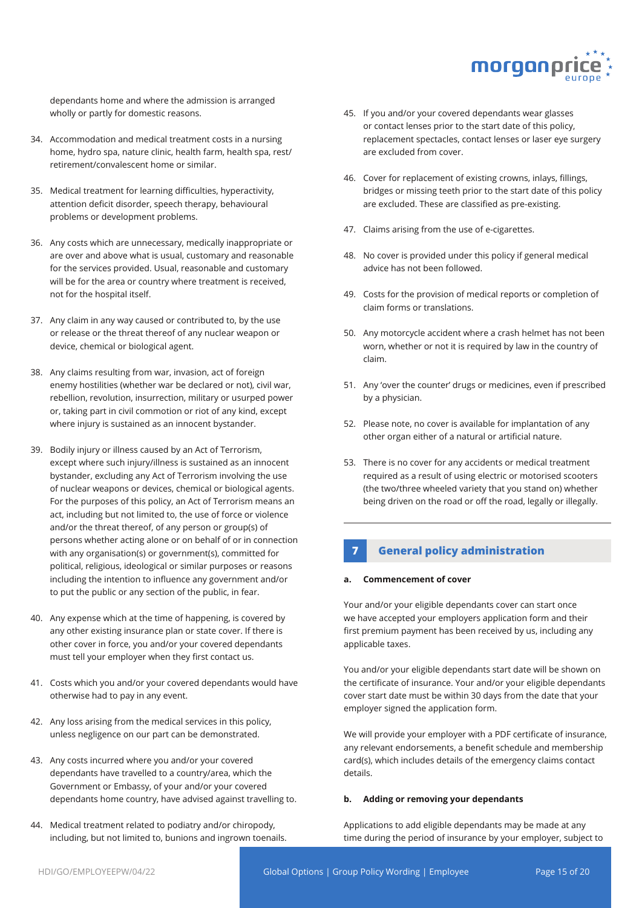dependants home and where the admission is arranged wholly or partly for domestic reasons.

34. Accommodation and medical treatment costs in a nursing home, hydro spa, nature clinic, health farm, health spa, rest/retirement/convalescent home or similar.

35. Medical treatment for learning difficulties, hyperactivity, attention deficit disorder, speech therapy, behavioural problems or development problems.

36. Any costs which are unnecessary, medically inappropriate or are over and above what is usual, customary and reasonable for the services provided. Usual, reasonable and customary will be for the area or country where treatment is received, not for the hospital itself.

37. Any claim in any way caused or contributed to, by the use or release or the threat thereof of any nuclear weapon or device, chemical or biological agent.

38. Any claims resulting from war, invasion, act of foreign enemy hostilities (whether war be declared or not), civil war, rebellion, revolution, insurrection, military or usurped power or, taking part in civil commotion or riot of any kind, except where injury is sustained as an innocent bystander.

39. Bodily injury or illness caused by an Act of Terrorism, except where such injury/illness is sustained as an innocent bystander, excluding any Act of Terrorism involving the use of nuclear weapons or devices, chemical or biological agents. For the purposes of this policy, an Act of Terrorism means an act, including but not limited to, the use of force or violence and/or the threat thereof, of any person or group(s) of persons whether acting alone or on behalf of or in connection with any organisation(s) or government(s), committed for political, religious, ideological or similar purposes or reasons including the intention to influence any government and/or to put the public or any section of the public, in fear.

40. Any expense which at the time of happening, is covered by any other existing insurance plan or state cover. If there is other cover in force, you and/or your covered dependants must tell your employer when they first contact us.

41. Costs which you and/or your covered dependants would have otherwise had to pay in any event.

42. Any loss arising from the medical services in this policy, unless negligence on our part can be demonstrated.

43. Any costs incurred where you and/or your covered dependants have travelled to a country/area, which the Government or Embassy, of your and/or your covered dependants home country, have advised against travelling to.

44. Medical treatment related to podiatry and/or chiropody, including, but not limited to, bunions and ingrown toenails.

45. If you and/or your covered dependants wear glasses or contact lenses prior to the start date of this policy, replacement spectacles, contact lenses or laser eye surgery are excluded from cover.

46. Cover for replacement of existing crowns, inlays, fillings, bridges or missing teeth prior to the start date of this policy are excluded. These are classified as pre-existing.

47. Claims arising from the use of e-cigarettes.

48. No cover is provided under this policy if general medical advice has not been followed.

49. Costs for the provision of medical reports or completion of claim forms or translations.

50. Any motorcycle accident where a crash helmet has not been worn, whether or not it is required by law in the country of claim.

51. Any 'over the counter' drugs or medicines, even if prescribed by a physician.

52. Please note, no cover is available for implantation of any other organ either of a natural or artificial nature.

53. There is no cover for any accidents or medical treatment required as a result of using electric or motorised scooters (the two/three wheeled variety that you stand on) whether being driven on the road or off the road, legally or illegally.

## 7 General policy administration

### a. Commencement of cover

Your and/or your eligible dependants cover can start once we have accepted your employers application form and their first premium payment has been received by us, including any applicable taxes.

You and/or your eligible dependants start date will be shown on the certificate of insurance. Your and/or your eligible dependants cover start date must be within 30 days from the date that your employer signed the application form.

We will provide your employer with a PDF certificate of insurance, any relevant endorsements, a benefit schedule and membership card(s), which includes details of the emergency claims contact details.

### b. Adding or removing your dependants

Applications to add eligible dependants may be made at any time during the period of insurance by your employer, subject to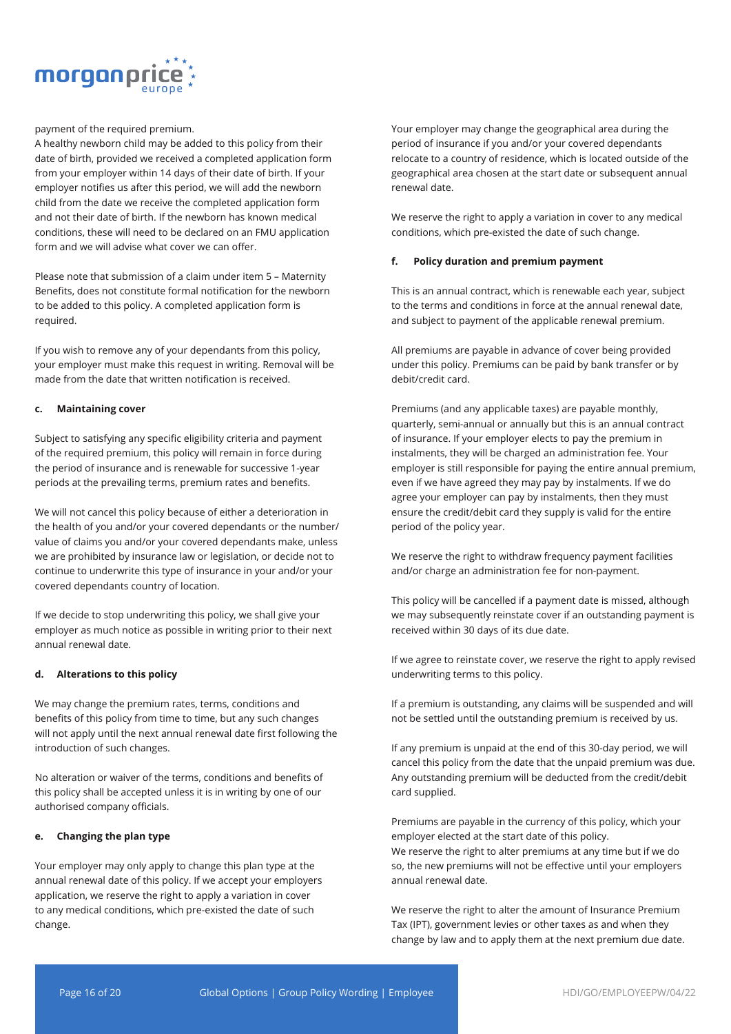payment of the required premium.

A healthy newborn child may be added to this policy from their date of birth, provided we received a completed application form from your employer within 14 days of their date of birth. If your employer notifies us after this period, we will add the newborn child from the date we receive the completed application form and not their date of birth. If the newborn has known medical conditions, these will need to be declared on an FMU application form and we will advise what cover we can offer.

Please note that submission of a claim under item 5 – Maternity Benefits, does not constitute formal notification for the newborn to be added to this policy. A completed application form is required.

If you wish to remove any of your dependants from this policy, your employer must make this request in writing. Removal will be made from the date that written notification is received.

#### c. Maintaining cover

Subject to satisfying any specific eligibility criteria and payment of the required premium, this policy will remain in force during the period of insurance and is renewable for successive 1-year periods at the prevailing terms, premium rates and benefits.

We will not cancel this policy because of either a deterioration in the health of you and/or your covered dependants or the number/value of claims you and/or your covered dependants make, unless we are prohibited by insurance law or legislation, or decide not to continue to underwrite this type of insurance in your and/or your covered dependants country of location.

If we decide to stop underwriting this policy, we shall give your employer as much notice as possible in writing prior to their next annual renewal date.

#### d. Alterations to this policy

We may change the premium rates, terms, conditions and benefits of this policy from time to time, but any such changes will not apply until the next annual renewal date first following the introduction of such changes.

No alteration or waiver of the terms, conditions and benefits of this policy shall be accepted unless it is in writing by one of our authorised company officials.

#### e. Changing the plan type

Your employer may only apply to change this plan type at the annual renewal date of this policy. If we accept your employers application, we reserve the right to apply a variation in cover to any medical conditions, which pre-existed the date of such change.

Your employer may change the geographical area during the period of insurance if you and/or your covered dependants relocate to a country of residence, which is located outside of the geographical area chosen at the start date or subsequent annual renewal date.

We reserve the right to apply a variation in cover to any medical conditions, which pre-existed the date of such change.

#### f. Policy duration and premium payment

This is an annual contract, which is renewable each year, subject to the terms and conditions in force at the annual renewal date, and subject to payment of the applicable renewal premium.

All premiums are payable in advance of cover being provided under this policy. Premiums can be paid by bank transfer or by debit/credit card.

Premiums (and any applicable taxes) are payable monthly, quarterly, semi-annual or annually but this is an annual contract of insurance. If your employer elects to pay the premium in instalments, they will be charged an administration fee. Your employer is still responsible for paying the entire annual premium, even if we have agreed they may pay by instalments. If we do agree your employer can pay by instalments, then they must ensure the credit/debit card they supply is valid for the entire period of the policy year.

We reserve the right to withdraw frequency payment facilities and/or charge an administration fee for non-payment.

This policy will be cancelled if a payment date is missed, although we may subsequently reinstate cover if an outstanding payment is received within 30 days of its due date.

If we agree to reinstate cover, we reserve the right to apply revised underwriting terms to this policy.

If a premium is outstanding, any claims will be suspended and will not be settled until the outstanding premium is received by us.

If any premium is unpaid at the end of this 30-day period, we will cancel this policy from the date that the unpaid premium was due. Any outstanding premium will be deducted from the credit/debit card supplied.

Premiums are payable in the currency of this policy, which your employer elected at the start date of this policy.
We reserve the right to alter premiums at any time but if we do so, the new premiums will not be effective until your employers annual renewal date.

We reserve the right to alter the amount of Insurance Premium Tax (IPT), government levies or other taxes as and when they change by law and to apply them at the next premium due date.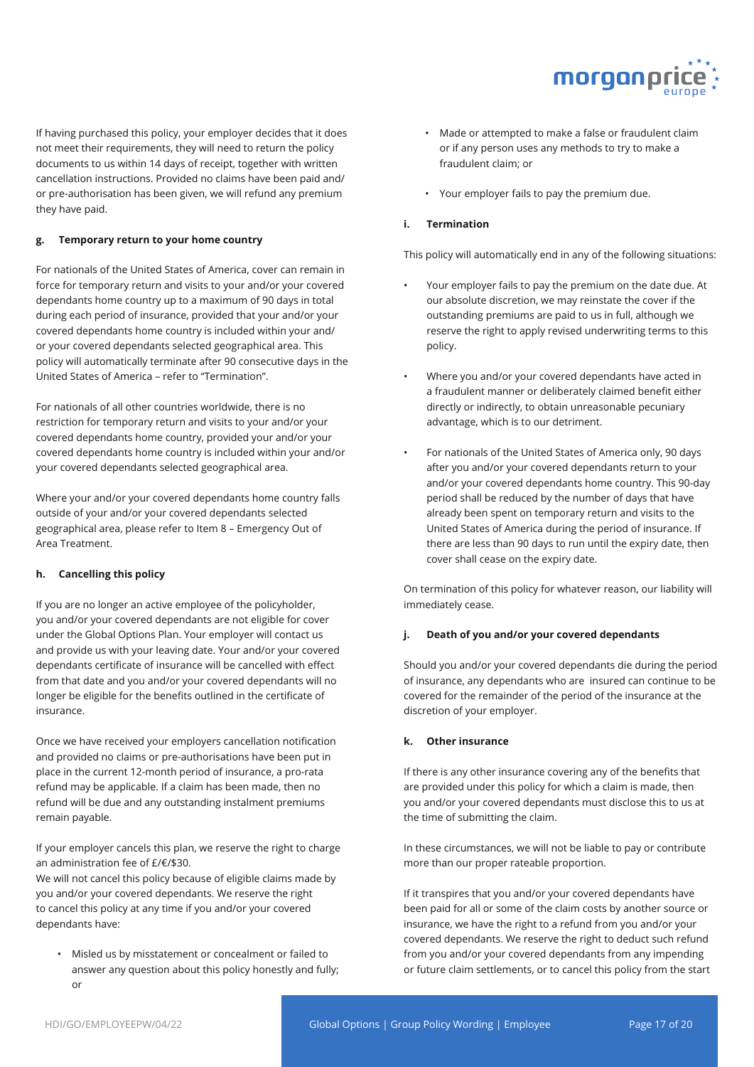If having purchased this policy, your employer decides that it does not meet their requirements, they will need to return the policy documents to us within 14 days of receipt, together with written cancellation instructions. Provided no claims have been paid and/or pre-authorisation has been given, we will refund any premium they have paid.

#### g. Temporary return to your home country

For nationals of the United States of America, cover can remain in force for temporary return and visits to your and/or your covered dependants home country up to a maximum of 90 days in total during each period of insurance, provided that your and/or your covered dependants home country is included within your and/or your covered dependants selected geographical area. This policy will automatically terminate after 90 consecutive days in the United States of America – refer to "Termination".

For nationals of all other countries worldwide, there is no restriction for temporary return and visits to your and/or your covered dependants home country, provided your and/or your covered dependants home country is included within your and/or your covered dependants selected geographical area.

Where your and/or your covered dependants home country falls outside of your and/or your covered dependants selected geographical area, please refer to Item 8 – Emergency Out of Area Treatment.

#### h. Cancelling this policy

If you are no longer an active employee of the policyholder, you and/or your covered dependants are not eligible for cover under the Global Options Plan. Your employer will contact us and provide us with your leaving date. Your and/or your covered dependants certificate of insurance will be cancelled with effect from that date and you and/or your covered dependants will no longer be eligible for the benefits outlined in the certificate of insurance.

Once we have received your employers cancellation notification and provided no claims or pre-authorisations have been put in place in the current 12-month period of insurance, a pro-rata refund may be applicable. If a claim has been made, then no refund will be due and any outstanding instalment premiums remain payable.

If your employer cancels this plan, we reserve the right to charge an administration fee of £/€/$30.

We will not cancel this policy because of eligible claims made by you and/or your covered dependants. We reserve the right to cancel this policy at any time if you and/or your covered dependants have:

- Misled us by misstatement or concealment or failed to answer any question about this policy honestly and fully; or
- Made or attempted to make a false or fraudulent claim or if any person uses any methods to try to make a fraudulent claim; or
- Your employer fails to pay the premium due.

#### i. Termination

This policy will automatically end in any of the following situations:

- Your employer fails to pay the premium on the date due. At our absolute discretion, we may reinstate the cover if the outstanding premiums are paid to us in full, although we reserve the right to apply revised underwriting terms to this policy.
- Where you and/or your covered dependants have acted in a fraudulent manner or deliberately claimed benefit either directly or indirectly, to obtain unreasonable pecuniary advantage, which is to our detriment.
- For nationals of the United States of America only, 90 days after you and/or your covered dependants return to your and/or your covered dependants home country. This 90-day period shall be reduced by the number of days that have already been spent on temporary return and visits to the United States of America during the period of insurance. If there are less than 90 days to run until the expiry date, then cover shall cease on the expiry date.

On termination of this policy for whatever reason, our liability will immediately cease.

#### j. Death of you and/or your covered dependants

Should you and/or your covered dependants die during the period of insurance, any dependants who are insured can continue to be covered for the remainder of the period of the insurance at the discretion of your employer.

#### k. Other insurance

If there is any other insurance covering any of the benefits that are provided under this policy for which a claim is made, then you and/or your covered dependants must disclose this to us at the time of submitting the claim.

In these circumstances, we will not be liable to pay or contribute more than our proper rateable proportion.

If it transpires that you and/or your covered dependants have been paid for all or some of the claim costs by another source or insurance, we have the right to a refund from you and/or your covered dependants. We reserve the right to deduct such refund from you and/or your covered dependants from any impending or future claim settlements, or to cancel this policy from the start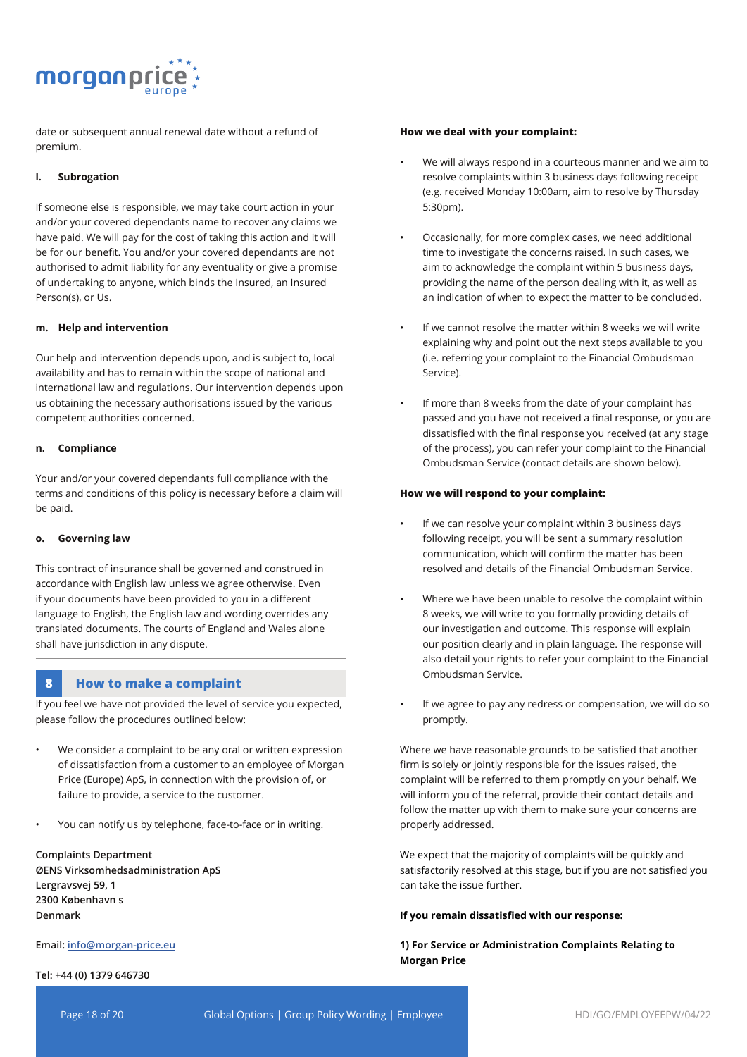date or subsequent annual renewal date without a refund of premium.

**l. Subrogation**

If someone else is responsible, we may take court action in your and/or your covered dependants name to recover any claims we have paid. We will pay for the cost of taking this action and it will be for our benefit. You and/or your covered dependants are not authorised to admit liability for any eventuality or give a promise of undertaking to anyone, which binds the Insured, an Insured Person(s), or Us.

**m. Help and intervention**

Our help and intervention depends upon, and is subject to, local availability and has to remain within the scope of national and international law and regulations. Our intervention depends upon us obtaining the necessary authorisations issued by the various competent authorities concerned.

**n. Compliance**

Your and/or your covered dependants full compliance with the terms and conditions of this policy is necessary before a claim will be paid.

**o. Governing law**

This contract of insurance shall be governed and construed in accordance with English law unless we agree otherwise. Even if your documents have been provided to you in a different language to English, the English law and wording overrides any translated documents. The courts of England and Wales alone shall have jurisdiction in any dispute.

## 8 How to make a complaint

If you feel we have not provided the level of service you expected, please follow the procedures outlined below:

- We consider a complaint to be any oral or written expression of dissatisfaction from a customer to an employee of Morgan Price (Europe) ApS, in connection with the provision of, or failure to provide, a service to the customer.
- You can notify us by telephone, face-to-face or in writing.

**Complaints Department**
**ØENS Virksomhedsadministration ApS**
**Lergravsvej 59, 1**
**2300 København s**
**Denmark**

**Email:** info@morgan-price.eu

**Tel: +44 (0) 1379 646730**

**How we deal with your complaint:**

- We will always respond in a courteous manner and we aim to resolve complaints within 3 business days following receipt (e.g. received Monday 10:00am, aim to resolve by Thursday 5:30pm).
- Occasionally, for more complex cases, we need additional time to investigate the concerns raised. In such cases, we aim to acknowledge the complaint within 5 business days, providing the name of the person dealing with it, as well as an indication of when to expect the matter to be concluded.
- If we cannot resolve the matter within 8 weeks we will write explaining why and point out the next steps available to you (i.e. referring your complaint to the Financial Ombudsman Service).
- If more than 8 weeks from the date of your complaint has passed and you have not received a final response, or you are dissatisfied with the final response you received (at any stage of the process), you can refer your complaint to the Financial Ombudsman Service (contact details are shown below).

**How we will respond to your complaint:**

- If we can resolve your complaint within 3 business days following receipt, you will be sent a summary resolution communication, which will confirm the matter has been resolved and details of the Financial Ombudsman Service.
- Where we have been unable to resolve the complaint within 8 weeks, we will write to you formally providing details of our investigation and outcome. This response will explain our position clearly and in plain language. The response will also detail your rights to refer your complaint to the Financial Ombudsman Service.
- If we agree to pay any redress or compensation, we will do so promptly.

Where we have reasonable grounds to be satisfied that another firm is solely or jointly responsible for the issues raised, the complaint will be referred to them promptly on your behalf. We will inform you of the referral, provide their contact details and follow the matter up with them to make sure your concerns are properly addressed.

We expect that the majority of complaints will be quickly and satisfactorily resolved at this stage, but if you are not satisfied you can take the issue further.

**If you remain dissatisfied with our response:**

**1) For Service or Administration Complaints Relating to Morgan Price**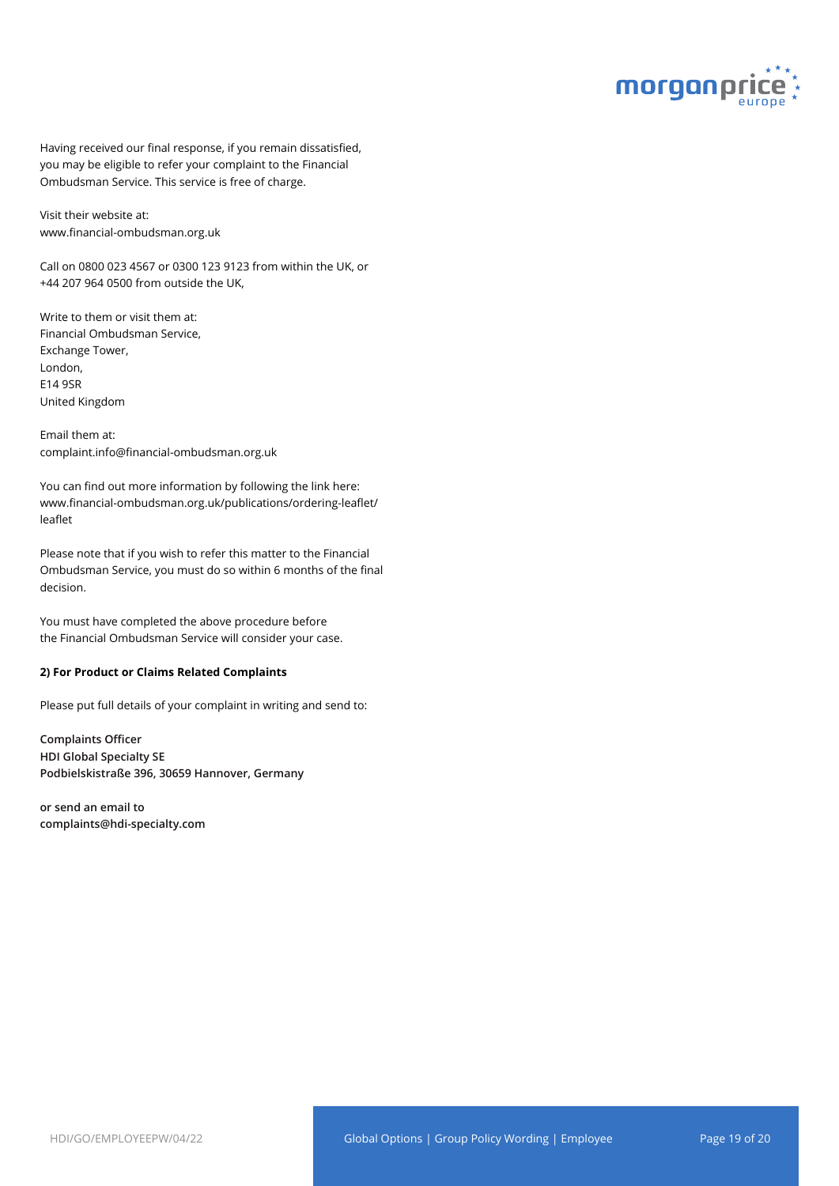Having received our final response, if you remain dissatisfied, you may be eligible to refer your complaint to the Financial Ombudsman Service. This service is free of charge.

Visit their website at:
www.financial-ombudsman.org.uk

Call on 0800 023 4567 or 0300 123 9123 from within the UK, or +44 207 964 0500 from outside the UK,

Write to them or visit them at:
Financial Ombudsman Service,
Exchange Tower,
London,
E14 9SR
United Kingdom

Email them at:
complaint.info@financial-ombudsman.org.uk

You can find out more information by following the link here:
www.financial-ombudsman.org.uk/publications/ordering-leaflet/leaflet

Please note that if you wish to refer this matter to the Financial Ombudsman Service, you must do so within 6 months of the final decision.

You must have completed the above procedure before the Financial Ombudsman Service will consider your case.

**2) For Product or Claims Related Complaints**

Please put full details of your complaint in writing and send to:

**Complaints Officer**
**HDI Global Specialty SE**
**Podbielskistraße 396, 30659 Hannover, Germany**

**or send an email to**
**complaints@hdi-specialty.com**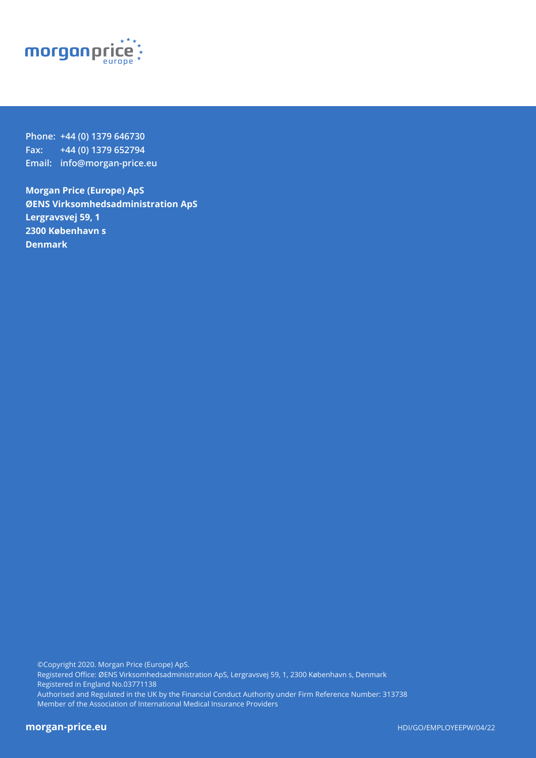morganprice europe

**Phone:** **+44 (0) 1379 646730**
**Fax:** **+44 (0) 1379 652794**
**Email:** **info@morgan-price.eu**

**Morgan Price (Europe) ApS**
**ØENS Virksomhedsadministration ApS**
**Lergravsvej 59, 1**
**2300 København s**
**Denmark**

©Copyright 2020. Morgan Price (Europe) ApS.
Registered Office: ØENS Virksomhedsadministration ApS, Lergravsvej 59, 1, 2300 København s, Denmark
Registered in England No.03771138
Authorised and Regulated in the UK by the Financial Conduct Authority under Firm Reference Number: 313738
Member of the Association of International Medical Insurance Providers

**morgan-price.eu**

HDI/GO/EMPLOYEEPW/04/22